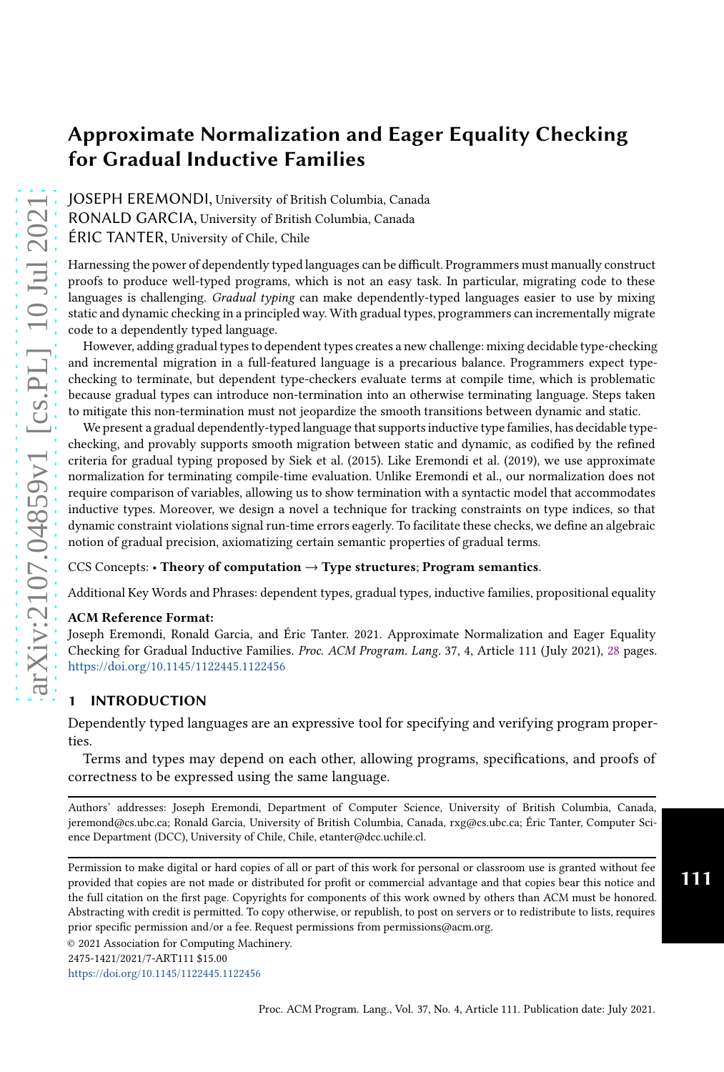# Approximate Normalization and Eager Equality Checking for Gradual Inductive Families

JOSEPH EREMONDI, University of British Columbia, Canada

RONALD GARCIA, University of British Columbia, Canada

ÉRIC TANTER, University of Chile, Chile

Harnessing the power of dependently typed languages can be difficult. Programmers must manually construct proofs to produce well-typed programs, which is not an easy task. In particular, migrating code to these languages is challenging. *Gradual typing* can make dependently-typed languages easier to use by mixing static and dynamic checking in a principled way. With gradual types, programmers can incrementally migrate code to a dependently typed language.

However, adding gradual types to dependent types creates a new challenge: mixing decidable type-checking and incremental migration in a full-featured language is a precarious balance. Programmers expect type-checking to terminate, but dependent type-checkers evaluate terms at compile time, which is problematic because gradual types can introduce non-termination into an otherwise terminating language. Steps taken to mitigate this non-termination must not jeopardize the smooth transitions between dynamic and static.

We present a gradual dependently-typed language that supports inductive type families, has decidable type-checking, and provably supports smooth migration between static and dynamic, as codified by the refined criteria for gradual typing proposed by Siek et al. (2015). Like Eremondi et al. (2019), we use approximate normalization for terminating compile-time evaluation. Unlike Eremondi et al., our normalization does not require comparison of variables, allowing us to show termination with a syntactic model that accommodates inductive types. Moreover, we design a novel a technique for tracking constraints on type indices, so that dynamic constraint violations signal run-time errors eagerly. To facilitate these checks, we define an algebraic notion of gradual precision, axiomatizing certain semantic properties of gradual terms.

CCS Concepts: • **Theory of computation** → **Type structures**; **Program semantics**.

Additional Key Words and Phrases: dependent types, gradual types, inductive families, propositional equality

**ACM Reference Format:**

Joseph Eremondi, Ronald Garcia, and Éric Tanter. 2021. Approximate Normalization and Eager Equality Checking for Gradual Inductive Families. *Proc. ACM Program. Lang.* 37, 4, Article 111 (July 2021), 28 pages. https://doi.org/10.1145/1122445.1122456

## 1 INTRODUCTION

Dependently typed languages are an expressive tool for specifying and verifying program properties.

Terms and types may depend on each other, allowing programs, specifications, and proofs of correctness to be expressed using the same language.

Authors' addresses: Joseph Eremondi, Department of Computer Science, University of British Columbia, Canada, jeremond@cs.ubc.ca; Ronald Garcia, University of British Columbia, Canada, rxg@cs.ubc.ca; Éric Tanter, Computer Science Department (DCC), University of Chile, Chile, etanter@dcc.uchile.cl.

Permission to make digital or hard copies of all or part of this work for personal or classroom use is granted without fee provided that copies are not made or distributed for profit or commercial advantage and that copies bear this notice and the full citation on the first page. Copyrights for components of this work owned by others than ACM must be honored. Abstracting with credit is permitted. To copy otherwise, or republish, to post on servers or to redistribute to lists, requires prior specific permission and/or a fee. Request permissions from permissions@acm.org.

© 2021 Association for Computing Machinery.

2475-1421/2021/7-ART111 $15.00

https://doi.org/10.1145/1122445.1122456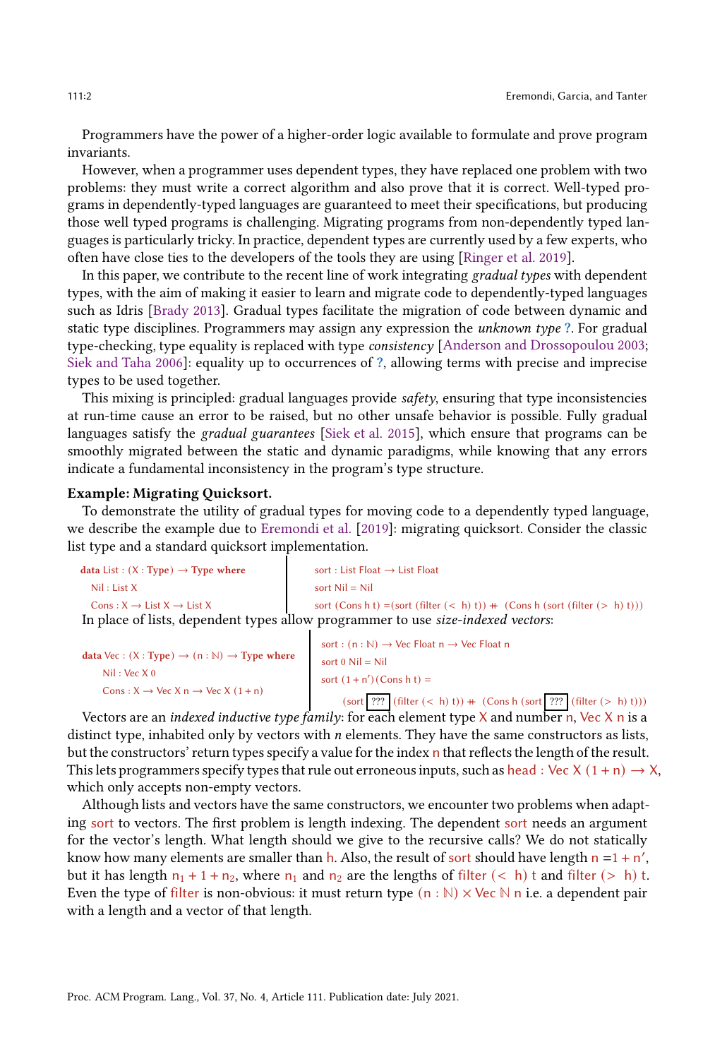Programmers have the power of a higher-order logic available to formulate and prove program invariants.

However, when a programmer uses dependent types, they have replaced one problem with two problems: they must write a correct algorithm and also prove that it is correct. Well-typed programs in dependently-typed languages are guaranteed to meet their specifications, but producing those well typed programs is challenging. Migrating programs from non-dependently typed languages is particularly tricky. In practice, dependent types are currently used by a few experts, who often have close ties to the developers of the tools they are using [Ringer et al. 2019].

In this paper, we contribute to the recent line of work integrating *gradual types* with dependent types, with the aim of making it easier to learn and migrate code to dependently-typed languages such as Idris [Brady 2013]. Gradual types facilitate the migration of code between dynamic and static type disciplines. Programmers may assign any expression the *unknown type* ?. For gradual type-checking, type equality is replaced with type *consistency* [Anderson and Drossopoulou 2003; Siek and Taha 2006]: equality up to occurrences of ?, allowing terms with precise and imprecise types to be used together.

This mixing is principled: gradual languages provide *safety*, ensuring that type inconsistencies at run-time cause an error to be raised, but no other unsafe behavior is possible. Fully gradual languages satisfy the *gradual guarantees* [Siek et al. 2015], which ensure that programs can be smoothly migrated between the static and dynamic paradigms, while knowing that any errors indicate a fundamental inconsistency in the program's type structure.

**Example: Migrating Quicksort.**

To demonstrate the utility of gradual types for moving code to a dependently typed language, we describe the example due to Eremondi et al. [2019]: migrating quicksort. Consider the classic list type and a standard quicksort implementation.

```
data List : (X : Type) → Type where
  Nil : List X
  Cons : X → List X → List X
```

```
sort : List Float → List Float
sort Nil = Nil
sort (Cons h t) =(sort (filter (< h) t)) ++ (Cons h (sort (filter (> h) t)))
```

In place of lists, dependent types allow programmer to use *size-indexed vectors*:

```
data Vec : (X : Type) → (n : ℕ) → Type where
  Nil : Vec X 0
  Cons : X → Vec X n → Vec X (1 + n)
```

```
sort : (n : ℕ) → Vec Float n → Vec Float n
sort 0 Nil = Nil
sort (1 + n′)(Cons h t) =
    (sort [???] (filter (< h) t)) ++ (Cons h (sort [???] (filter (> h) t)))
```

Vectors are an *indexed inductive type family*: for each element type X and number n, Vec X n is a distinct type, inhabited only by vectors with *n* elements. They have the same constructors as lists, but the constructors' return types specify a value for the index n that reflects the length of the result. This lets programmers specify types that rule out erroneous inputs, such as head : Vec X (1 + n) → X, which only accepts non-empty vectors.

Although lists and vectors have the same constructors, we encounter two problems when adapting sort to vectors. The first problem is length indexing. The dependent sort needs an argument for the vector's length. What length should we give to the recursive calls? We do not statically know how many elements are smaller than h. Also, the result of sort should have length $n = 1 + n'$, but it has length $n_1 + 1 + n_2$, where $n_1$ and $n_2$ are the lengths of filter (< h) t and filter (> h) t. Even the type of filter is non-obvious: it must return type $(n : \mathbb{N}) \times \text{Vec}\ \mathbb{N}\ n$ i.e. a dependent pair with a length and a vector of that length.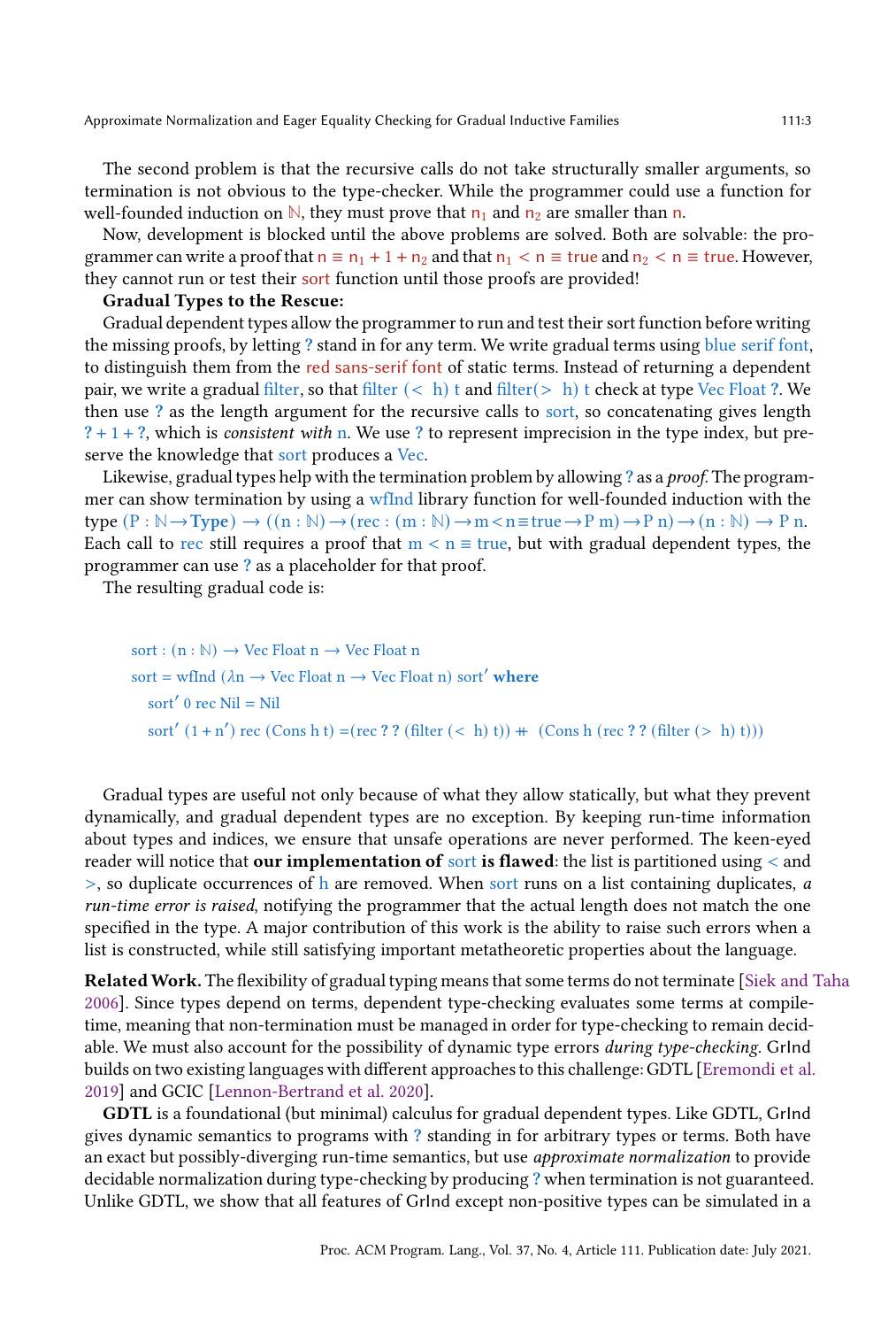The second problem is that the recursive calls do not take structurally smaller arguments, so termination is not obvious to the type-checker. While the programmer could use a function for well-founded induction on $\mathbb{N}$, they must prove that $n_1$ and $n_2$ are smaller than $n$.

Now, development is blocked until the above problems are solved. Both are solvable: the programmer can write a proof that $n \equiv n_1 + 1 + n_2$ and that $n_1 < n \equiv \text{true}$ and $n_2 < n \equiv \text{true}$. However, they cannot run or test their sort function until those proofs are provided!

**Gradual Types to the Rescue:**

Gradual dependent types allow the programmer to run and test their sort function before writing the missing proofs, by letting **?** stand in for any term. We write gradual terms using blue serif font, to distinguish them from the red sans-serif font of static terms. Instead of returning a dependent pair, we write a gradual filter, so that filter $(< \ h)$ t and filter$(> \ h)$ t check at type Vec Float **?**. We then use **?** as the length argument for the recursive calls to sort, so concatenating gives length **?** + 1 + **?**, which is *consistent with* n. We use **?** to represent imprecision in the type index, but preserve the knowledge that sort produces a Vec.

Likewise, gradual types help with the termination problem by allowing **?** as a *proof*. The programmer can show termination by using a wfInd library function for well-founded induction with the type $(P : \mathbb{N} \to \textbf{Type}) \to ((n : \mathbb{N}) \to (\text{rec} : (m : \mathbb{N}) \to m < n \equiv \text{true} \to P\ m) \to P\ n) \to (n : \mathbb{N}) \to P\ n$. Each call to rec still requires a proof that $m < n \equiv \text{true}$, but with gradual dependent types, the programmer can use **?** as a placeholder for that proof.

The resulting gradual code is:

```
sort : (n : ℕ) → Vec Float n → Vec Float n
sort = wfInd (λn → Vec Float n → Vec Float n) sort′ where
  sort′ 0 rec Nil = Nil
  sort′ (1 + n′) rec (Cons h t) =(rec ? ? (filter (< h) t)) ++ (Cons h (rec ? ? (filter (> h) t)))
```

Gradual types are useful not only because of what they allow statically, but what they prevent dynamically, and gradual dependent types are no exception. By keeping run-time information about types and indices, we ensure that unsafe operations are never performed. The keen-eyed reader will notice that **our implementation of sort is flawed**: the list is partitioned using $<$ and $>$, so duplicate occurrences of h are removed. When sort runs on a list containing duplicates, *a run-time error is raised*, notifying the programmer that the actual length does not match the one specified in the type. A major contribution of this work is the ability to raise such errors when a list is constructed, while still satisfying important metatheoretic properties about the language.

**Related Work.** The flexibility of gradual typing means that some terms do not terminate [Siek and Taha 2006]. Since types depend on terms, dependent type-checking evaluates some terms at compile-time, meaning that non-termination must be managed in order for type-checking to remain decidable. We must also account for the possibility of dynamic type errors *during type-checking*. GrInd builds on two existing languages with different approaches to this challenge: GDTL [Eremondi et al. 2019] and GCIC [Lennon-Bertrand et al. 2020].

**GDTL** is a foundational (but minimal) calculus for gradual dependent types. Like GDTL, GrInd gives dynamic semantics to programs with **?** standing in for arbitrary types or terms. Both have an exact but possibly-diverging run-time semantics, but use *approximate normalization* to provide decidable normalization during type-checking by producing **?** when termination is not guaranteed. Unlike GDTL, we show that all features of GrInd except non-positive types can be simulated in a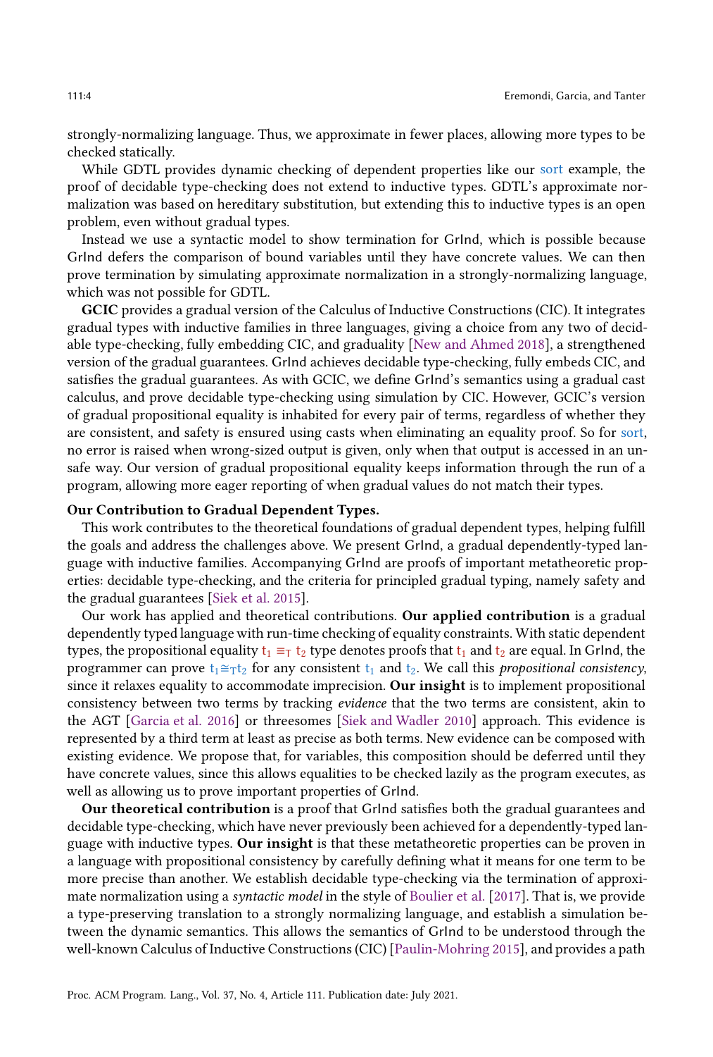strongly-normalizing language. Thus, we approximate in fewer places, allowing more types to be checked statically.

While GDTL provides dynamic checking of dependent properties like our sort example, the proof of decidable type-checking does not extend to inductive types. GDTL's approximate normalization was based on hereditary substitution, but extending this to inductive types is an open problem, even without gradual types.

Instead we use a syntactic model to show termination for GrInd, which is possible because GrInd defers the comparison of bound variables until they have concrete values. We can then prove termination by simulating approximate normalization in a strongly-normalizing language, which was not possible for GDTL.

**GCIC** provides a gradual version of the Calculus of Inductive Constructions (CIC). It integrates gradual types with inductive families in three languages, giving a choice from any two of decidable type-checking, fully embedding CIC, and graduality [New and Ahmed 2018], a strengthened version of the gradual guarantees. GrInd achieves decidable type-checking, fully embeds CIC, and satisfies the gradual guarantees. As with GCIC, we define GrInd's semantics using a gradual cast calculus, and prove decidable type-checking using simulation by CIC. However, GCIC's version of gradual propositional equality is inhabited for every pair of terms, regardless of whether they are consistent, and safety is ensured using casts when eliminating an equality proof. So for sort, no error is raised when wrong-sized output is given, only when that output is accessed in an unsafe way. Our version of gradual propositional equality keeps information through the run of a program, allowing more eager reporting of when gradual values do not match their types.

**Our Contribution to Gradual Dependent Types.**

This work contributes to the theoretical foundations of gradual dependent types, helping fulfill the goals and address the challenges above. We present GrInd, a gradual dependently-typed language with inductive families. Accompanying GrInd are proofs of important metatheoretic properties: decidable type-checking, and the criteria for principled gradual typing, namely safety and the gradual guarantees [Siek et al. 2015].

Our work has applied and theoretical contributions. **Our applied contribution** is a gradual dependently typed language with run-time checking of equality constraints. With static dependent types, the propositional equality $t_1 \equiv_T t_2$ type denotes proofs that $t_1$ and $t_2$ are equal. In GrInd, the programmer can prove $t_1 \cong_T t_2$ for any consistent $t_1$ and $t_2$. We call this *propositional consistency*, since it relaxes equality to accommodate imprecision. **Our insight** is to implement propositional consistency between two terms by tracking *evidence* that the two terms are consistent, akin to the AGT [Garcia et al. 2016] or threesomes [Siek and Wadler 2010] approach. This evidence is represented by a third term at least as precise as both terms. New evidence can be composed with existing evidence. We propose that, for variables, this composition should be deferred until they have concrete values, since this allows equalities to be checked lazily as the program executes, as well as allowing us to prove important properties of GrInd.

**Our theoretical contribution** is a proof that GrInd satisfies both the gradual guarantees and decidable type-checking, which have never previously been achieved for a dependently-typed language with inductive types. **Our insight** is that these metatheoretic properties can be proven in a language with propositional consistency by carefully defining what it means for one term to be more precise than another. We establish decidable type-checking via the termination of approximate normalization using a *syntactic model* in the style of Boulier et al. [2017]. That is, we provide a type-preserving translation to a strongly normalizing language, and establish a simulation between the dynamic semantics. This allows the semantics of GrInd to be understood through the well-known Calculus of Inductive Constructions (CIC) [Paulin-Mohring 2015], and provides a path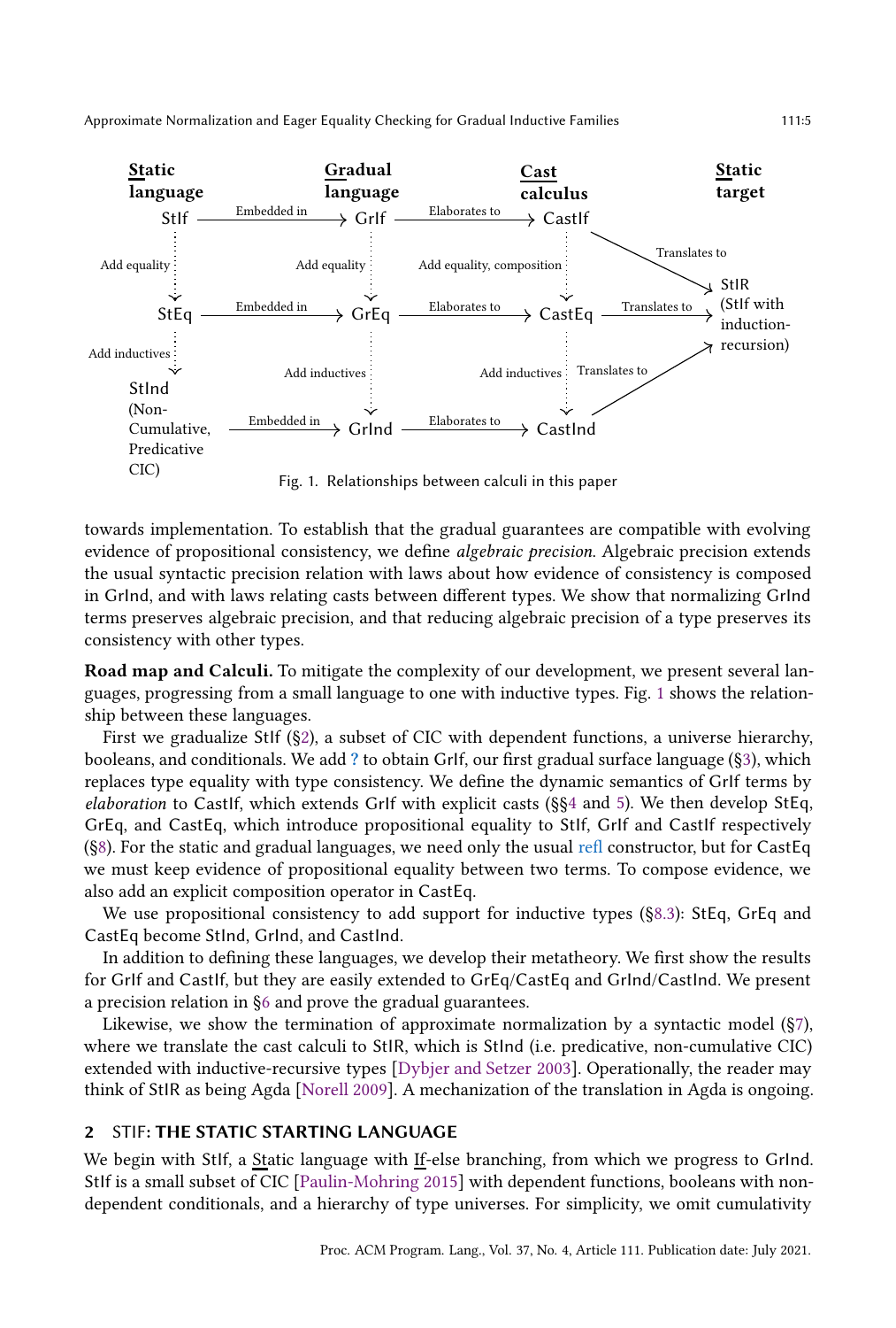| Static language | Gradual language | Cast calculus | Static target |
|---|---|---|---|
| StIf —Embedded in→ GrIf —Elaborates to→ CastIf —Translates to→ StIR | | | |
| ⋮ Add equality | ⋮ Add equality | ⋮ Add equality, composition | |
| StEq —Embedded in→ GrEq —Elaborates to→ CastEq —Translates to→ StIR (StIf with induction-recursion) | | | |
| ⋮ Add inductives | ⋮ Add inductives | ⋮ Add inductives | |
| StInd (Non-Cumulative, Predicative CIC) —Embedded in→ GrInd —Elaborates to→ CastInd —Translates to→ StIR | | | |

Fig. 1. Relationships between calculi in this paper

towards implementation. To establish that the gradual guarantees are compatible with evolving evidence of propositional consistency, we define *algebraic precision*. Algebraic precision extends the usual syntactic precision relation with laws about how evidence of consistency is composed in GrInd, and with laws relating casts between different types. We show that normalizing GrInd terms preserves algebraic precision, and that reducing algebraic precision of a type preserves its consistency with other types.

**Road map and Calculi.** To mitigate the complexity of our development, we present several languages, progressing from a small language to one with inductive types. Fig. 1 shows the relationship between these languages.

First we gradualize StIf (§2), a subset of CIC with dependent functions, a universe hierarchy, booleans, and conditionals. We add ? to obtain GrIf, our first gradual surface language (§3), which replaces type equality with type consistency. We define the dynamic semantics of GrIf terms by *elaboration* to CastIf, which extends GrIf with explicit casts (§§4 and 5). We then develop StEq, GrEq, and CastEq, which introduce propositional equality to StIf, GrIf and CastIf respectively (§8). For the static and gradual languages, we need only the usual refl constructor, but for CastEq we must keep evidence of propositional equality between two terms. To compose evidence, we also add an explicit composition operator in CastEq.

We use propositional consistency to add support for inductive types (§8.3): StEq, GrEq and CastEq become StInd, GrInd, and CastInd.

In addition to defining these languages, we develop their metatheory. We first show the results for GrIf and CastIf, but they are easily extended to GrEq/CastEq and GrInd/CastInd. We present a precision relation in §6 and prove the gradual guarantees.

Likewise, we show the termination of approximate normalization by a syntactic model (§7), where we translate the cast calculi to StIR, which is StInd (i.e. predicative, non-cumulative CIC) extended with inductive-recursive types [Dybjer and Setzer 2003]. Operationally, the reader may think of StIR as being Agda [Norell 2009]. A mechanization of the translation in Agda is ongoing.

## 2 STIF: THE STATIC STARTING LANGUAGE

We begin with StIf, a Static language with If-else branching, from which we progress to GrInd. StIf is a small subset of CIC [Paulin-Mohring 2015] with dependent functions, booleans with non-dependent conditionals, and a hierarchy of type universes. For simplicity, we omit cumulativity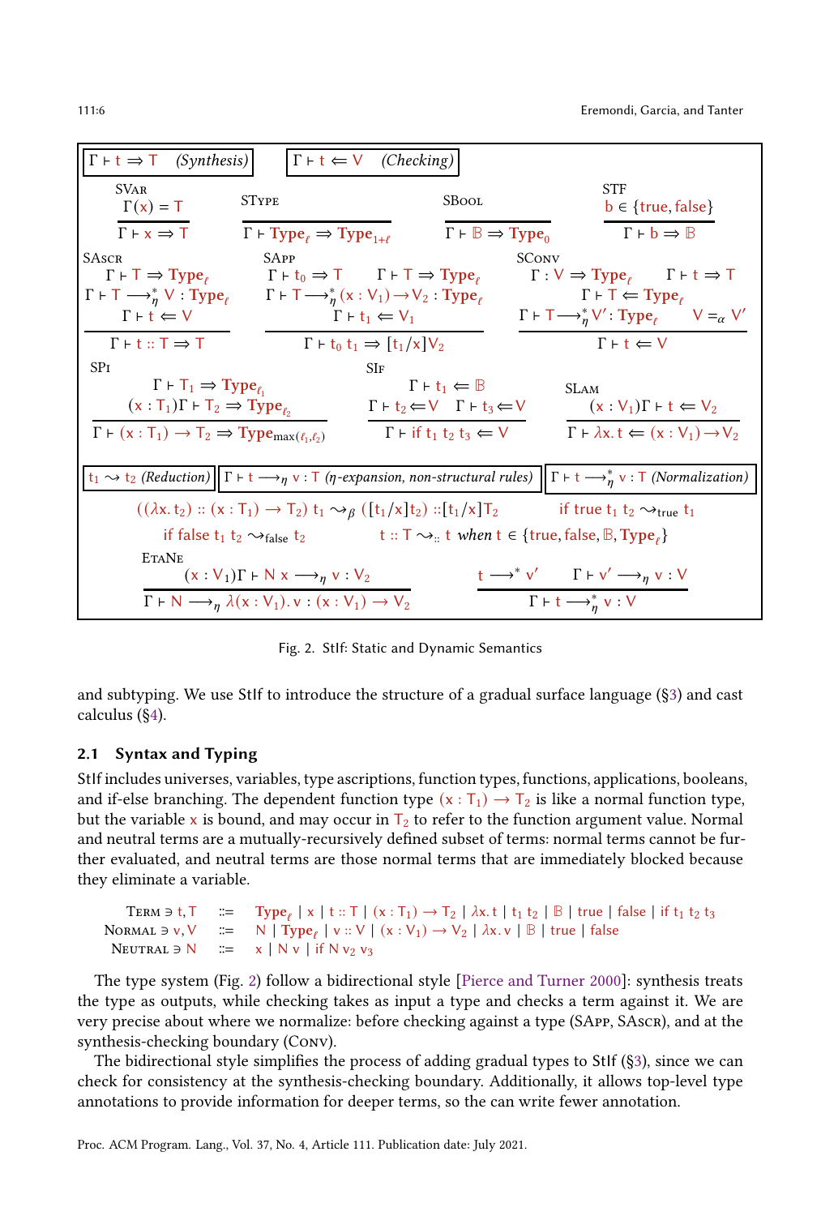**Judgment forms:** $\boxed{\Gamma \vdash t \Rightarrow T \quad \textit{(Synthesis)}}$ $\boxed{\Gamma \vdash t \Leftarrow V \quad \textit{(Checking)}}$

$$\textsc{SVar}\ \frac{\Gamma(x) = T}{\Gamma \vdash x \Rightarrow T} \qquad \textsc{SType}\ \frac{}{\Gamma \vdash \mathbf{Type}_\ell \Rightarrow \mathbf{Type}_{1+\ell}} \qquad \textsc{SBool}\ \frac{}{\Gamma \vdash \mathbb{B} \Rightarrow \mathbf{Type}_0} \qquad \textsc{STF}\ \frac{b \in \{\mathsf{true}, \mathsf{false}\}}{\Gamma \vdash b \Rightarrow \mathbb{B}}$$

$$\textsc{SAscr}\ \frac{\Gamma \vdash T \Rightarrow \mathbf{Type}_\ell \quad \Gamma \vdash T \longrightarrow^*_\eta V : \mathbf{Type}_\ell \quad \Gamma \vdash t \Leftarrow V}{\Gamma \vdash t :: T \Rightarrow T}$$

$$\textsc{SApp}\ \frac{\Gamma \vdash t_0 \Rightarrow T \quad \Gamma \vdash T \Rightarrow \mathbf{Type}_\ell \quad \Gamma \vdash T \longrightarrow^*_\eta (x : V_1) \to V_2 : \mathbf{Type}_\ell \quad \Gamma \vdash t_1 \Leftarrow V_1}{\Gamma \vdash t_0\ t_1 \Rightarrow [t_1/x]V_2}$$

$$\textsc{SConv}\ \frac{\Gamma : V \Rightarrow \mathbf{Type}_\ell \quad \Gamma \vdash t \Rightarrow T \quad \Gamma \vdash T \Leftarrow \mathbf{Type}_\ell \quad \Gamma \vdash T \longrightarrow^*_\eta V' : \mathbf{Type}_\ell \quad V =_\alpha V'}{\Gamma \vdash t \Leftarrow V}$$

$$\textsc{SPi}\ \frac{\Gamma \vdash T_1 \Rightarrow \mathbf{Type}_{\ell_1} \quad (x : T_1)\Gamma \vdash T_2 \Rightarrow \mathbf{Type}_{\ell_2}}{\Gamma \vdash (x : T_1) \to T_2 \Rightarrow \mathbf{Type}_{\max(\ell_1, \ell_2)}} \qquad \textsc{SIf}\ \frac{\Gamma \vdash t_1 \Leftarrow \mathbb{B} \quad \Gamma \vdash t_2 \Leftarrow V \quad \Gamma \vdash t_3 \Leftarrow V}{\Gamma \vdash \mathsf{if}\ t_1\ t_2\ t_3 \Leftarrow V}$$

$$\textsc{SLam}\ \frac{(x : V_1)\Gamma \vdash t \Leftarrow V_2}{\Gamma \vdash \lambda x.\, t \Leftarrow (x : V_1) \to V_2}$$

**Judgment forms:** $\boxed{t_1 \rightsquigarrow t_2 \textit{ (Reduction)}}$ $\boxed{\Gamma \vdash t \longrightarrow_\eta v : T \textit{ ($\eta$-expansion, non-structural rules)}}$ $\boxed{\Gamma \vdash t \longrightarrow^*_\eta v : T \textit{ (Normalization)}}$

$$((\lambda x.\, t_2) :: (x : T_1) \to T_2)\ t_1 \rightsquigarrow_\beta ([t_1/x]t_2) :: [t_1/x]T_2 \qquad \mathsf{if\ true}\ t_1\ t_2 \rightsquigarrow_{\mathsf{true}} t_1$$

$$\mathsf{if\ false}\ t_1\ t_2 \rightsquigarrow_{\mathsf{false}} t_2 \qquad t :: T \rightsquigarrow_{::} t \textit{ when } t \in \{\mathsf{true}, \mathsf{false}, \mathbb{B}, \mathbf{Type}_\ell\}$$

$$\textsc{EtaNe}\ \frac{(x : V_1)\Gamma \vdash N\ x \longrightarrow_\eta v : V_2}{\Gamma \vdash N \longrightarrow_\eta \lambda(x : V_1).\, v : (x : V_1) \to V_2} \qquad \frac{t \longrightarrow^* v' \quad \Gamma \vdash v' \longrightarrow_\eta v : V}{\Gamma \vdash t \longrightarrow^*_\eta v : V}$$

Fig. 2. StIf: Static and Dynamic Semantics

and subtyping. We use StIf to introduce the structure of a gradual surface language (§3) and cast calculus (§4).

## 2.1 Syntax and Typing

StIf includes universes, variables, type ascriptions, function types, functions, applications, booleans, and if-else branching. The dependent function type $(x : T_1) \to T_2$ is like a normal function type, but the variable $x$ is bound, and may occur in $T_2$ to refer to the function argument value. Normal and neutral terms are a mutually-recursively defined subset of terms: normal terms cannot be further evaluated, and neutral terms are those normal terms that are immediately blocked because they eliminate a variable.

$$
\begin{array}{lll}
\textsc{Term} \ni t, T & ::= & \mathbf{Type}_\ell \mid x \mid t :: T \mid (x : T_1) \to T_2 \mid \lambda x.\, t \mid t_1\ t_2 \mid \mathbb{B} \mid \mathsf{true} \mid \mathsf{false} \mid \mathsf{if}\ t_1\ t_2\ t_3 \\
\textsc{Normal} \ni v, V & ::= & N \mid \mathbf{Type}_\ell \mid v :: V \mid (x : V_1) \to V_2 \mid \lambda x.\, v \mid \mathbb{B} \mid \mathsf{true} \mid \mathsf{false} \\
\textsc{Neutral} \ni N & ::= & x \mid N\ v \mid \mathsf{if}\ N\ v_2\ v_3
\end{array}
$$

The type system (Fig. 2) follow a bidirectional style [Pierce and Turner 2000]: synthesis treats the type as outputs, while checking takes as input a type and checks a term against it. We are very precise about where we normalize: before checking against a type (SApp, SAscr), and at the synthesis-checking boundary (Conv).

The bidirectional style simplifies the process of adding gradual types to StIf (§3), since we can check for consistency at the synthesis-checking boundary. Additionally, it allows top-level type annotations to provide information for deeper terms, so the can write fewer annotation.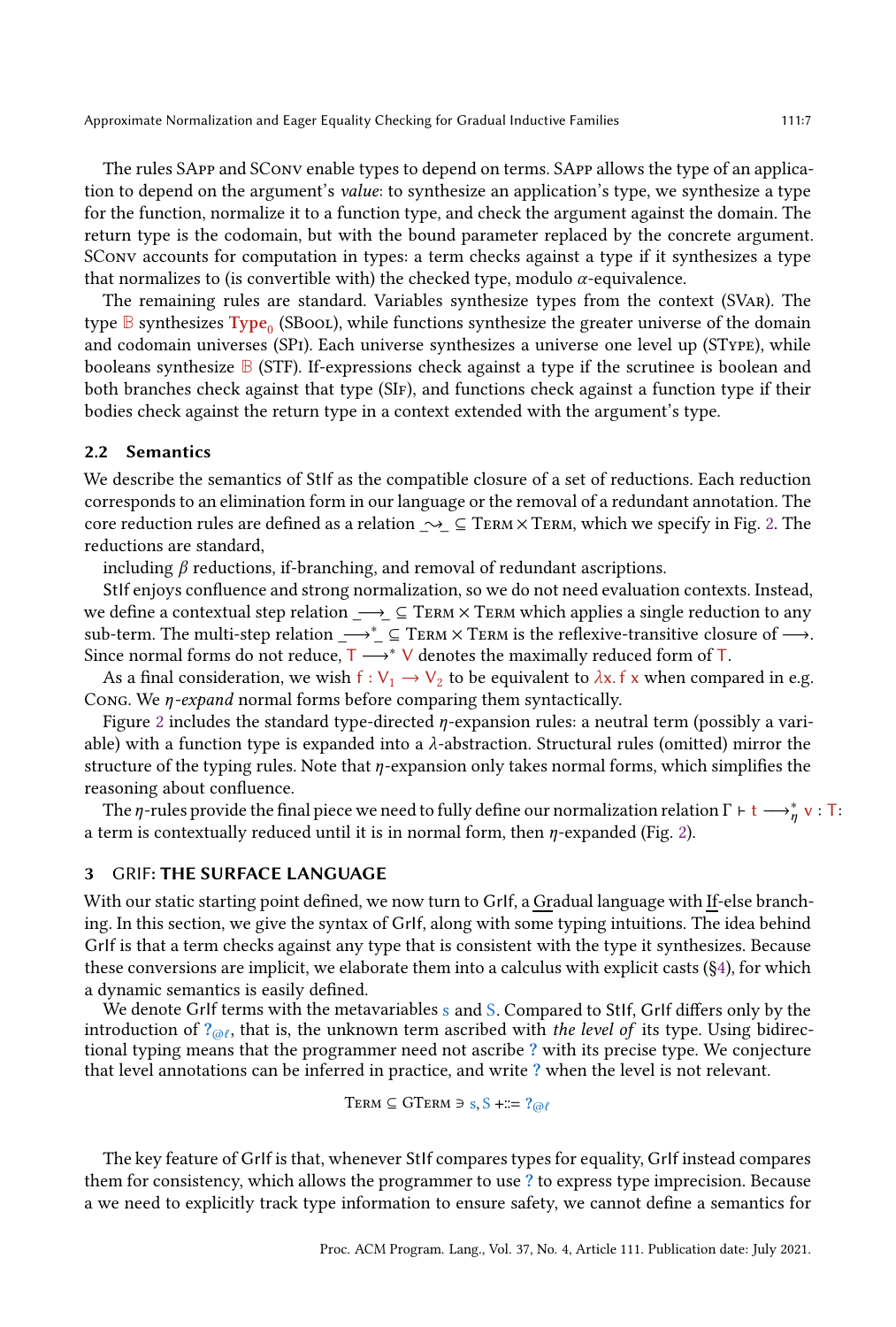The rules SApp and SConv enable types to depend on terms. SApp allows the type of an application to depend on the argument's *value*: to synthesize an application's type, we synthesize a type for the function, normalize it to a function type, and check the argument against the domain. The return type is the codomain, but with the bound parameter replaced by the concrete argument. SConv accounts for computation in types: a term checks against a type if it synthesizes a type that normalizes to (is convertible with) the checked type, modulo $\alpha$-equivalence.

The remaining rules are standard. Variables synthesize types from the context (SVar). The type $\mathbb{B}$ synthesizes $\mathbf{Type}_0$ (SBool), while functions synthesize the greater universe of the domain and codomain universes (SPi). Each universe synthesizes a universe one level up (SType), while booleans synthesize $\mathbb{B}$ (STF). If-expressions check against a type if the scrutinee is boolean and both branches check against that type (SIf), and functions check against a function type if their bodies check against the return type in a context extended with the argument's type.

### 2.2 Semantics

We describe the semantics of StIf as the compatible closure of a set of reductions. Each reduction corresponds to an elimination form in our language or the removal of a redundant annotation. The core reduction rules are defined as a relation $\_ \rightsquigarrow \_ \subseteq \textsc{Term} \times \textsc{Term}$, which we specify in Fig. 2. The reductions are standard,

including $\beta$ reductions, if-branching, and removal of redundant ascriptions.

StIf enjoys confluence and strong normalization, so we do not need evaluation contexts. Instead, we define a contextual step relation $\_ \longrightarrow \_ \subseteq \textsc{Term} \times \textsc{Term}$ which applies a single reduction to any sub-term. The multi-step relation $\_ \longrightarrow^* \_ \subseteq \textsc{Term} \times \textsc{Term}$ is the reflexive-transitive closure of $\longrightarrow$. Since normal forms do not reduce, $\mathsf{T} \longrightarrow^* \mathsf{V}$ denotes the maximally reduced form of $\mathsf{T}$.

As a final consideration, we wish $\mathsf{f} : \mathsf{V}_1 \to \mathsf{V}_2$ to be equivalent to $\lambda \mathsf{x}.\, \mathsf{f}\ \mathsf{x}$ when compared in e.g. Conv. We *$\eta$-expand* normal forms before comparing them syntactically.

Figure 2 includes the standard type-directed $\eta$-expansion rules: a neutral term (possibly a variable) with a function type is expanded into a $\lambda$-abstraction. Structural rules (omitted) mirror the structure of the typing rules. Note that $\eta$-expansion only takes normal forms, which simplifies the reasoning about confluence.

The $\eta$-rules provide the final piece we need to fully define our normalization relation $\Gamma \vdash \mathsf{t} \longrightarrow^*_\eta \mathsf{v} : \mathsf{T}$: a term is contextually reduced until it is in normal form, then $\eta$-expanded (Fig. 2).

## 3 GRIF: THE SURFACE LANGUAGE

With our static starting point defined, we now turn to GrIf, a Gradual language with If-else branching. In this section, we give the syntax of GrIf, along with some typing intuitions. The idea behind GrIf is that a term checks against any type that is consistent with the type it synthesizes. Because these conversions are implicit, we elaborate them into a calculus with explicit casts (§4), for which a dynamic semantics is easily defined.

We denote GrIf terms with the metavariables $\mathsf{s}$ and $\mathsf{S}$. Compared to StIf, GrIf differs only by the introduction of $?_{@\ell}$, that is, the unknown term ascribed with *the level of* its type. Using bidirectional typing means that the programmer need not ascribe $?$ with its precise type. We conjecture that level annotations can be inferred in practice, and write $?$ when the level is not relevant.

$$\textsc{Term} \subseteq \textsc{GTerm} \ni \mathsf{s}, \mathsf{S} \mathrel{+}::= ?_{@\ell}$$

The key feature of GrIf is that, whenever StIf compares types for equality, GrIf instead compares them for consistency, which allows the programmer to use $?$ to express type imprecision. Because a we need to explicitly track type information to ensure safety, we cannot define a semantics for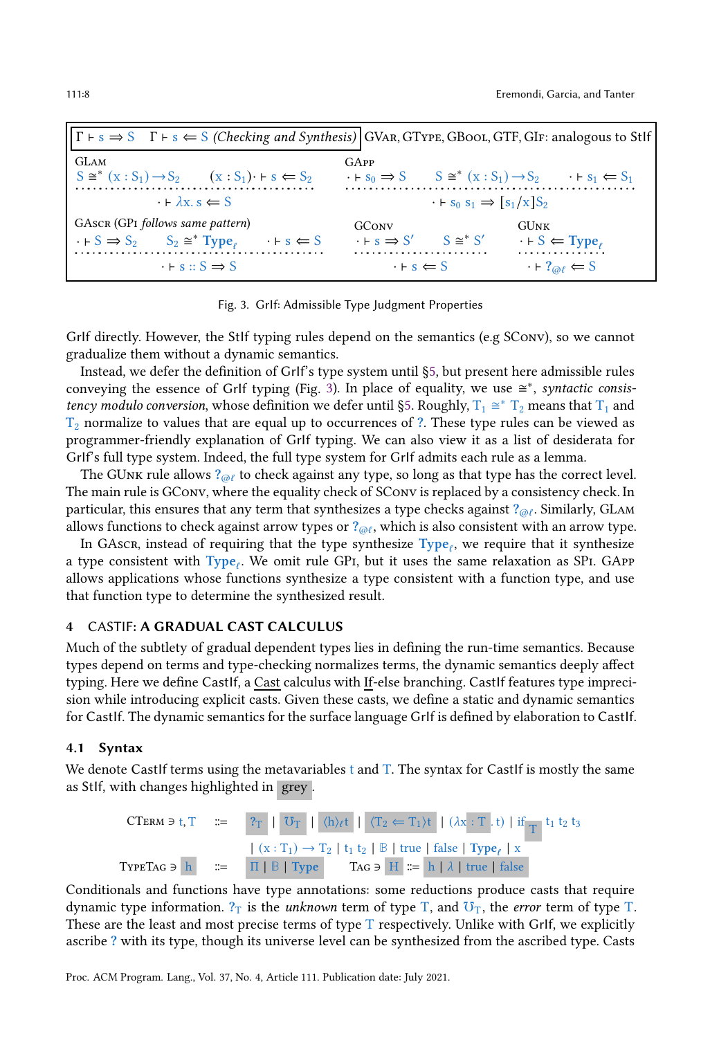$\Gamma \vdash s \Rightarrow S \quad \Gamma \vdash s \Leftarrow S$ *(Checking and Synthesis)* — GVar, GType, GBool, GTF, GIf: analogous to StIf

GLam
$$\frac{S \cong^* (x : S_1) \to S_2 \qquad (x : S_1) \cdot \vdash s \Leftarrow S_2}{\cdot \vdash \lambda x.\, s \Leftarrow S}$$

GApp
$$\frac{\cdot \vdash s_0 \Rightarrow S \qquad S \cong^* (x : S_1) \to S_2 \qquad \cdot \vdash s_1 \Leftarrow S_1}{\cdot \vdash s_0\ s_1 \Rightarrow [s_1/x]S_2}$$

GAscr (GPi *follows same pattern*)
$$\frac{\cdot \vdash S \Rightarrow S_2 \qquad S_2 \cong^* \mathbf{Type}_\ell \qquad \cdot \vdash s \Leftarrow S}{\cdot \vdash s :: S \Rightarrow S}$$

GConv
$$\frac{\cdot \vdash s \Rightarrow S' \qquad S \cong^* S'}{\cdot \vdash s \Leftarrow S}$$

GUnk
$$\frac{\cdot \vdash S \Leftarrow \mathbf{Type}_\ell}{\cdot \vdash ?_{@\ell} \Leftarrow S}$$

Fig. 3. GrIf: Admissible Type Judgment Properties

GrIf directly. However, the StIf typing rules depend on the semantics (e.g SConv), so we cannot gradualize them without a dynamic semantics.

Instead, we defer the definition of GrIf's type system until §5, but present here admissible rules conveying the essence of GrIf typing (Fig. 3). In place of equality, we use $\cong^*$, *syntactic consistency modulo conversion*, whose definition we defer until §5. Roughly, $T_1 \cong^* T_2$ means that $T_1$ and $T_2$ normalize to values that are equal up to occurrences of $?$. These type rules can be viewed as programmer-friendly explanation of GrIf typing. We can also view it as a list of desiderata for GrIf's full type system. Indeed, the full type system for GrIf admits each rule as a lemma.

The GUnk rule allows $?_{@\ell}$ to check against any type, so long as that type has the correct level. The main rule is GConv, where the equality check of SConv is replaced by a consistency check. In particular, this ensures that any term that synthesizes a type checks against $?_{@\ell}$. Similarly, GLam allows functions to check against arrow types or $?_{@\ell}$, which is also consistent with an arrow type.

In GAscr, instead of requiring that the type synthesize $\mathbf{Type}_\ell$, we require that it synthesize a type consistent with $\mathbf{Type}_\ell$. We omit rule GPi, but it uses the same relaxation as SPi. GApp allows applications whose functions synthesize a type consistent with a function type, and use that function type to determine the synthesized result.

## 4 CASTIF: A GRADUAL CAST CALCULUS

Much of the subtlety of gradual dependent types lies in defining the run-time semantics. Because types depend on terms and type-checking normalizes terms, the dynamic semantics deeply affect typing. Here we define CastIf, a Cast calculus with If-else branching. CastIf features type imprecision while introducing explicit casts. Given these casts, we define a static and dynamic semantics for CastIf. The dynamic semantics for the surface language GrIf is defined by elaboration to CastIf.

### 4.1 Syntax

We denote CastIf terms using the metavariables t and T. The syntax for CastIf is mostly the same as StIf, with changes highlighted in grey.

$$
\begin{aligned}
\textsc{CTerm} \ni t, T \quad &::= \quad ?_T \mid \mho_T \mid \langle h \rangle_\ell t \mid \langle T_2 \Leftarrow T_1 \rangle t \mid (\lambda x : T.\, t) \mid \mathbf{if}_T\ t_1\ t_2\ t_3 \\
&\quad\ \mid (x : T_1) \to T_2 \mid t_1\ t_2 \mid \mathbb{B} \mid \mathsf{true} \mid \mathsf{false} \mid \mathbf{Type}_\ell \mid x \\
\textsc{TypeTag} \ni h \quad &::= \quad \Pi \mid \mathbb{B} \mid \mathbf{Type} \qquad \textsc{Tag} \ni H ::= h \mid \lambda \mid \mathsf{true} \mid \mathsf{false}
\end{aligned}
$$

Conditionals and functions have type annotations: some reductions produce casts that require dynamic type information. $?_T$ is the *unknown* term of type T, and $\mho_T$, the *error* term of type T. These are the least and most precise terms of type T respectively. Unlike with GrIf, we explicitly ascribe $?$ with its type, though its universe level can be synthesized from the ascribed type. Casts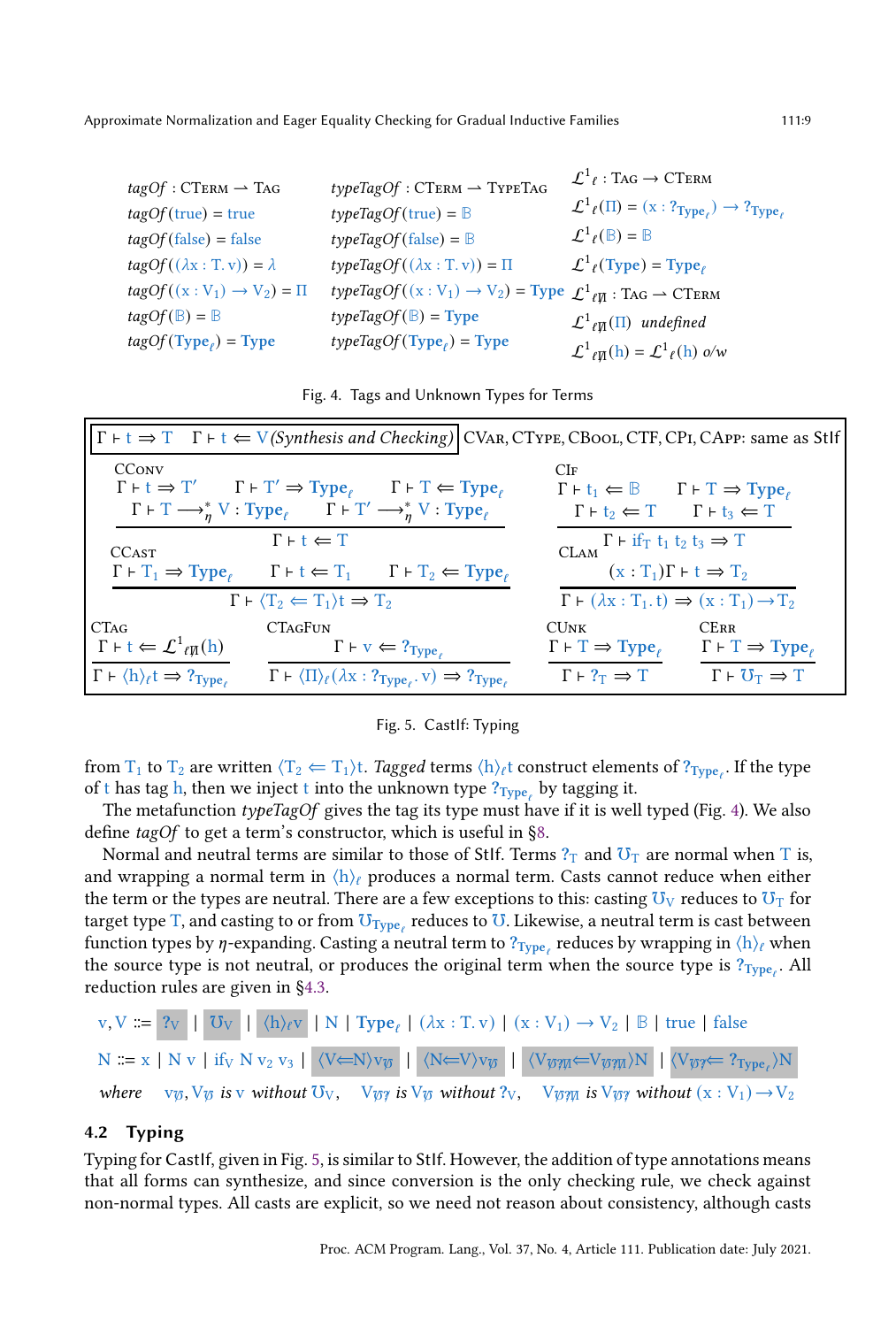$$
\begin{array}{lll}
\textit{tagOf} : \textsc{CTerm} \rightharpoonup \textsc{Tag} & \textit{typeTagOf} : \textsc{CTerm} \rightharpoonup \textsc{TypeTag} & \mathcal{L}^1{}_\ell : \textsc{Tag} \to \textsc{CTerm} \\
\textit{tagOf}(\mathsf{true}) = \mathsf{true} & \textit{typeTagOf}(\mathsf{true}) = \mathbb{B} & \mathcal{L}^1{}_\ell(\Pi) = (x : ?_{\mathsf{Type}_\ell}) \to ?_{\mathsf{Type}_\ell} \\
\textit{tagOf}(\mathsf{false}) = \mathsf{false} & \textit{typeTagOf}(\mathsf{false}) = \mathbb{B} & \mathcal{L}^1{}_\ell(\mathbb{B}) = \mathbb{B} \\
\textit{tagOf}((\lambda x : T.\, v)) = \lambda & \textit{typeTagOf}((\lambda x : T.\, v)) = \Pi & \mathcal{L}^1{}_\ell(\mathsf{Type}) = \mathsf{Type}_\ell \\
\textit{tagOf}((x : V_1) \to V_2) = \Pi & \textit{typeTagOf}((x : V_1) \to V_2) = \mathsf{Type} & \mathcal{L}^1{}_{\ell\not\Pi} : \textsc{Tag} \rightharpoonup \textsc{CTerm} \\
\textit{tagOf}(\mathbb{B}) = \mathbb{B} & \textit{typeTagOf}(\mathbb{B}) = \mathsf{Type} & \mathcal{L}^1{}_{\ell\not\Pi}(\Pi) \ \textit{undefined} \\
\textit{tagOf}(\mathsf{Type}_\ell) = \mathsf{Type} & \textit{typeTagOf}(\mathsf{Type}_\ell) = \mathsf{Type} & \mathcal{L}^1{}_{\ell\not\Pi}(h) = \mathcal{L}^1{}_\ell(h) \ \textit{o/w}
\end{array}
$$

Fig. 4. Tags and Unknown Types for Terms

$\Gamma \vdash t \Rightarrow T \quad \Gamma \vdash t \Leftarrow V$ *(Synthesis and Checking)* CVar, CType, CBool, CTF, CPi, CApp: same as StIf

$$
\textsc{CConv}\ \frac{\Gamma \vdash t \Rightarrow T' \quad \Gamma \vdash T' \Rightarrow \mathsf{Type}_\ell \quad \Gamma \vdash T \Leftarrow \mathsf{Type}_\ell \quad \Gamma \vdash T \longrightarrow^*_\eta V : \mathsf{Type}_\ell \quad \Gamma \vdash T' \longrightarrow^*_\eta V : \mathsf{Type}_\ell}{\Gamma \vdash t \Leftarrow T}
$$

$$
\textsc{CIf}\ \frac{\Gamma \vdash t_1 \Leftarrow \mathbb{B} \quad \Gamma \vdash T \Rightarrow \mathsf{Type}_\ell \quad \Gamma \vdash t_2 \Leftarrow T \quad \Gamma \vdash t_3 \Leftarrow T}{\Gamma \vdash \mathsf{if}_T\ t_1\ t_2\ t_3 \Rightarrow T}
$$

$$
\textsc{CCast}\ \frac{\Gamma \vdash T_1 \Rightarrow \mathsf{Type}_\ell \quad \Gamma \vdash t \Leftarrow T_1 \quad \Gamma \vdash T_2 \Leftarrow \mathsf{Type}_\ell}{\Gamma \vdash \langle T_2 \Leftarrow T_1 \rangle t \Rightarrow T_2}
\qquad
\textsc{CLam}\ \frac{(x : T_1)\Gamma \vdash t \Rightarrow T_2}{\Gamma \vdash (\lambda x : T_1.\, t) \Rightarrow (x : T_1) \to T_2}
$$

$$
\textsc{CTag}\ \frac{\Gamma \vdash t \Leftarrow \mathcal{L}^1{}_{\ell\not\Pi}(h)}{\Gamma \vdash \langle h \rangle_\ell t \Rightarrow ?_{\mathsf{Type}_\ell}}
\qquad
\textsc{CTagFun}\ \frac{\Gamma \vdash v \Leftarrow ?_{\mathsf{Type}_\ell}}{\Gamma \vdash \langle \Pi \rangle_\ell (\lambda x : ?_{\mathsf{Type}_\ell}.\, v) \Rightarrow ?_{\mathsf{Type}_\ell}}
\qquad
\textsc{CUnk}\ \frac{\Gamma \vdash T \Rightarrow \mathsf{Type}_\ell}{\Gamma \vdash ?_T \Rightarrow T}
\qquad
\textsc{CErr}\ \frac{\Gamma \vdash T \Rightarrow \mathsf{Type}_\ell}{\Gamma \vdash \mho_T \Rightarrow T}
$$

Fig. 5. CastIf: Typing

from $T_1$ to $T_2$ are written $\langle T_2 \Leftarrow T_1 \rangle t$. *Tagged* terms $\langle h \rangle_\ell t$ construct elements of $?_{\mathsf{Type}_\ell}$. If the type of $t$ has tag $h$, then we inject $t$ into the unknown type $?_{\mathsf{Type}_\ell}$ by tagging it.

The metafunction *typeTagOf* gives the tag its type must have if it is well typed (Fig. 4). We also define *tagOf* to get a term's constructor, which is useful in §8.

Normal and neutral terms are similar to those of StIf. Terms $?_T$ and $\mho_T$ are normal when $T$ is, and wrapping a normal term in $\langle h \rangle_\ell$ produces a normal term. Casts cannot reduce when either the term or the types are neutral. There are a few exceptions to this: casting $\mho_V$ reduces to $\mho_T$ for target type $T$, and casting to or from $\mho_{\mathsf{Type}_\ell}$ reduces to $\mho$. Likewise, a neutral term is cast between function types by $\eta$-expanding. Casting a neutral term to $?_{\mathsf{Type}_\ell}$ reduces by wrapping in $\langle h \rangle_\ell$ when the source type is not neutral, or produces the original term when the source type is $?_{\mathsf{Type}_\ell}$. All reduction rules are given in §4.3.

$$
v, V ::= ?_V \mid \mho_V \mid \langle h \rangle_\ell v \mid N \mid \mathsf{Type}_\ell \mid (\lambda x : T.\, v) \mid (x : V_1) \to V_2 \mid \mathbb{B} \mid \mathsf{true} \mid \mathsf{false}
$$

$$
N ::= x \mid N\ v \mid \mathsf{if}_V\ N\ v_2\ v_3 \mid \langle V \Leftarrow N \rangle v_{\not\mho} \mid \langle N \Leftarrow V \rangle v_{\not\mho} \mid \langle V_{\not\mho ?\not\Pi} \Leftarrow V_{\not\mho ?\not\Pi} \rangle N \mid \langle V_{\not\mho ?} \Leftarrow ?_{\mathsf{Type}_\ell} \rangle N
$$

*where* $v_{\not\mho}, V_{\not\mho}$ *is* $v$ *without* $\mho_V$, $V_{\not\mho ?}$ *is* $V_{\not\mho}$ *without* $?_V$, $V_{\not\mho ?\not\Pi}$ *is* $V_{\not\mho ?}$ *without* $(x : V_1) \to V_2$

## 4.2 Typing

Typing for CastIf, given in Fig. 5, is similar to StIf. However, the addition of type annotations means that all forms can synthesize, and since conversion is the only checking rule, we check against non-normal types. All casts are explicit, so we need not reason about consistency, although casts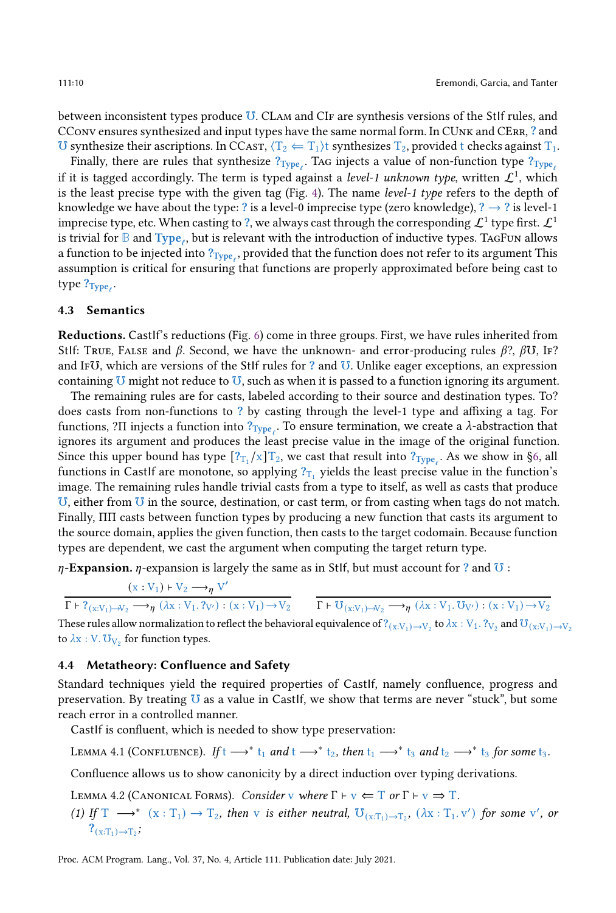between inconsistent types produce $\mho$. CLam and CIf are synthesis versions of the StIf rules, and CConv ensures synthesized and input types have the same normal form. In CUnk and CErr, $?$ and $\mho$ synthesize their ascriptions. In CCast, $\langle T_2 \Leftarrow T_1 \rangle t$ synthesizes $T_2$, provided $t$ checks against $T_1$.

Finally, there are rules that synthesize $?_{\mathbf{Type}_\ell}$. Tag injects a value of non-function type $?_{\mathbf{Type}_\ell}$ if it is tagged accordingly. The term is typed against a *level-1 unknown type*, written $\mathcal{L}^1$, which is the least precise type with the given tag (Fig. 4). The name *level-1 type* refers to the depth of knowledge we have about the type: $?$ is a level-0 imprecise type (zero knowledge), $? \to ?$ is level-1 imprecise type, etc. When casting to $?$, we always cast through the corresponding $\mathcal{L}^1$ type first. $\mathcal{L}^1$ is trivial for $\mathbb{B}$ and $\mathbf{Type}_\ell$, but is relevant with the introduction of inductive types. TagFun allows a function to be injected into $?_{\mathbf{Type}_\ell}$, provided that the function does not refer to its argument This assumption is critical for ensuring that functions are properly approximated before being cast to type $?_{\mathbf{Type}_\ell}$.

### 4.3 Semantics

**Reductions.** CastIf's reductions (Fig. 6) come in three groups. First, we have rules inherited from StIf: True, False and $\beta$. Second, we have the unknown- and error-producing rules $\beta ?$, $\beta \mho$, If? and If$\mho$, which are versions of the StIf rules for $?$ and $\mho$. Unlike eager exceptions, an expression containing $\mho$ might not reduce to $\mho$, such as when it is passed to a function ignoring its argument.

The remaining rules are for casts, labeled according to their source and destination types. To? does casts from non-functions to $?$ by casting through the level-1 type and affixing a tag. For functions, ?Π injects a function into $?_{\mathbf{Type}_\ell}$. To ensure termination, we create a $\lambda$-abstraction that ignores its argument and produces the least precise value in the image of the original function. Since this upper bound has type $[?_{T_1}/x]T_2$, we cast that result into $?_{\mathbf{Type}_\ell}$. As we show in §6, all functions in CastIf are monotone, so applying $?_{T_1}$ yields the least precise value in the function's image. The remaining rules handle trivial casts from a type to itself, as well as casts that produce $\mho$, either from $\mho$ in the source, destination, or cast term, or from casting when tags do not match. Finally, ΠΠ casts between function types by producing a new function that casts its argument to the source domain, applies the given function, then casts to the target codomain. Because function types are dependent, we cast the argument when computing the target return type.

***η*-Expansion.** $\eta$-expansion is largely the same as in StIf, but must account for $?$ and $\mho$ :

$$\frac{(x : V_1) \vdash V_2 \longrightarrow_\eta V'}{\Gamma \vdash ?_{(x:V_1)\to V_2} \longrightarrow_\eta (\lambda x : V_1 .\, ?_{V'}) : (x : V_1) \to V_2} \qquad \frac{}{\Gamma \vdash \mho_{(x:V_1)\to V_2} \longrightarrow_\eta (\lambda x : V_1 .\, \mho_{V'}) : (x : V_1) \to V_2}$$

These rules allow normalization to reflect the behavioral equivalence of $?_{(x:V_1)\to V_2}$ to $\lambda x : V_1 .\, ?_{V_2}$ and $\mho_{(x:V_1)\to V_2}$ to $\lambda x : V .\, \mho_{V_2}$ for function types.

### 4.4 Metatheory: Confluence and Safety

Standard techniques yield the required properties of CastIf, namely confluence, progress and preservation. By treating $\mho$ as a value in CastIf, we show that terms are never "stuck", but some reach error in a controlled manner.

CastIf is confluent, which is needed to show type preservation:

Lemma 4.1 (Confluence). *If* $t \longrightarrow^* t_1$ *and* $t \longrightarrow^* t_2$, *then* $t_1 \longrightarrow^* t_3$ *and* $t_2 \longrightarrow^* t_3$ *for some* $t_3$.

Confluence allows us to show canonicity by a direct induction over typing derivations.

Lemma 4.2 (Canonical Forms). *Consider* $v$ *where* $\Gamma \vdash v \Leftarrow T$ *or* $\Gamma \vdash v \Rightarrow T$.

*(1) If* $T \longrightarrow^* (x : T_1) \to T_2$, *then* $v$ *is either neutral,* $\mho_{(x:T_1)\to T_2}$, $(\lambda x : T_1 .\, v')$ *for some* $v'$, *or* $?_{(x:T_1)\to T_2}$;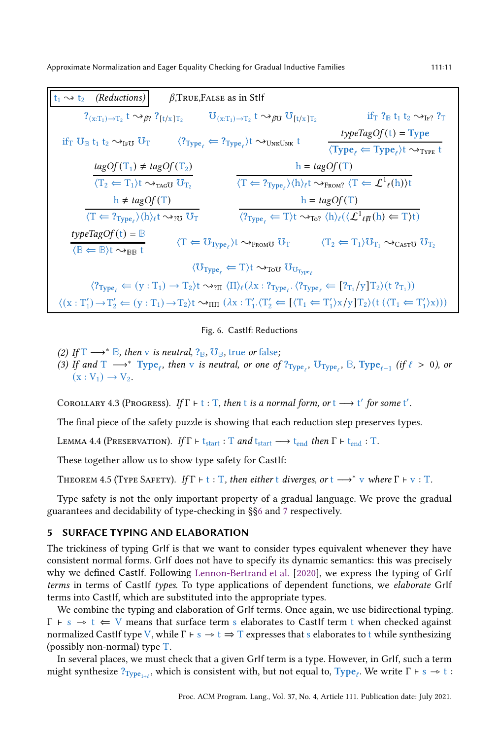$$t_1 \rightsquigarrow t_2 \quad \textit{(Reductions)} \qquad \beta,\textsc{True},\textsc{False} \text{ as in StIf}$$

$$?_{(x:T_1)\to T_2}\ t \rightsquigarrow_{\beta?} ?_{[t/x]T_2} \qquad \mho_{(x:T_1)\to T_2}\ t \rightsquigarrow_{\beta\mho} \mho_{[t/x]T_2} \qquad \text{if}_T\ ?_{\mathbb{B}}\ t_1\ t_2 \rightsquigarrow_{\text{If}?} ?_T$$

$$\text{if}_T\ \mho_{\mathbb{B}}\ t_1\ t_2 \rightsquigarrow_{\text{If}\mho} \mho_T \qquad \langle ?_{\mathbf{Type}_\ell} \Leftarrow ?_{\mathbf{Type}_\ell} \rangle t \rightsquigarrow_{\text{UnkUnk}} t \qquad \frac{\mathit{typeTagOf}(t) = \mathbf{Type}}{\langle \mathbf{Type}_\ell \Leftarrow \mathbf{Type}_\ell \rangle t \rightsquigarrow_{\text{Type}} t}$$

$$\frac{\mathit{tagOf}(T_1) \neq \mathit{tagOf}(T_2)}{\langle T_2 \Leftarrow T_1 \rangle t \rightsquigarrow_{\text{tag}\mho} \mho_{T_2}} \qquad \frac{h = \mathit{tagOf}(T)}{\langle T \Leftarrow ?_{\mathbf{Type}_\ell} \rangle \langle h \rangle_\ell t \rightsquigarrow_{\text{From}?} \langle T \Leftarrow \mathcal{L}^1{}_\ell(h) \rangle t}$$

$$\frac{h \neq \mathit{tagOf}(T)}{\langle T \Leftarrow ?_{\mathbf{Type}_\ell} \rangle \langle h \rangle_\ell t \rightsquigarrow_{?\mho} \mho_T} \qquad \frac{h = \mathit{tagOf}(T)}{\langle ?_{\mathbf{Type}_\ell} \Leftarrow T \rangle t \rightsquigarrow_{\text{To}?} \langle h \rangle_\ell (\langle \mathcal{L}^1{}_{\ell\not\Pi}(h) \Leftarrow T \rangle t)}$$

$$\frac{\mathit{typeTagOf}(t) = \mathbb{B}}{\langle \mathbb{B} \Leftarrow \mathbb{B} \rangle t \rightsquigarrow_{\mathbb{B}\mathbb{B}} t} \qquad \langle T \Leftarrow \mho_{\mathbf{Type}_\ell} \rangle t \rightsquigarrow_{\text{From}\mho} \mho_T \qquad \langle T_2 \Leftarrow T_1 \rangle \mho_{T_1} \rightsquigarrow_{\text{Cast}\mho} \mho_{T_2}$$

$$\langle \mho_{\mathbf{Type}_\ell} \Leftarrow T \rangle t \rightsquigarrow_{\text{To}\mho} \mho_{\mho_{\mathbf{Type}_\ell}}$$

$$\langle ?_{\mathbf{Type}_\ell} \Leftarrow (y : T_1) \to T_2 \rangle t \rightsquigarrow_{?\Pi} \langle \Pi \rangle_\ell (\lambda x : ?_{\mathbf{Type}_\ell}. \langle ?_{\mathbf{Type}_\ell} \Leftarrow [?_{T_1}/y]T_2 \rangle (t\ ?_{T_1}))$$

$$\langle (x : T_1') \to T_2' \Leftarrow (y : T_1) \to T_2 \rangle t \rightsquigarrow_{\Pi\Pi} (\lambda x : T_1'. \langle T_2' \Leftarrow [\langle T_1 \Leftarrow T_1' \rangle x/y]T_2 \rangle (t\ (\langle T_1 \Leftarrow T_1' \rangle x)))$$

Fig. 6. CastIf: Reductions

(2) *If* $T \longrightarrow^* \mathbb{B}$, *then* $v$ *is neutral*, $?_{\mathbb{B}}$, $\mho_{\mathbb{B}}$, true *or* false*;*
(3) *If and* $T \longrightarrow^* \mathbf{Type}_\ell$, *then* $v$ *is neutral, or one of* $?_{\mathbf{Type}_\ell}$, $\mho_{\mathbf{Type}_\ell}$, $\mathbb{B}$, $\mathbf{Type}_{\ell-1}$ *(if* $\ell > 0$*), or* $(x : V_1) \to V_2$.

Corollary 4.3 (Progress). *If* $\Gamma \vdash t : T$, *then* $t$ *is a normal form, or* $t \longrightarrow t'$ *for some* $t'$.

The final piece of the safety puzzle is showing that each reduction step preserves types.

Lemma 4.4 (Preservation). *If* $\Gamma \vdash t_{\text{start}} : T$ *and* $t_{\text{start}} \longrightarrow t_{\text{end}}$ *then* $\Gamma \vdash t_{\text{end}} : T$.

These together allow us to show type safety for CastIf:

Theorem 4.5 (Type Safety). *If* $\Gamma \vdash t : T$, *then either* $t$ *diverges, or* $t \longrightarrow^* v$ *where* $\Gamma \vdash v : T$.

Type safety is not the only important property of a gradual language. We prove the gradual guarantees and decidability of type-checking in §§6 and 7 respectively.

## 5 SURFACE TYPING AND ELABORATION

The trickiness of typing GrIf is that we want to consider types equivalent whenever they have consistent normal forms. GrIf does not have to specify its dynamic semantics: this was precisely why we defined CastIf. Following Lennon-Bertrand et al. [2020], we express the typing of GrIf *terms* in terms of CastIf *types*. To type applications of dependent functions, we *elaborate* GrIf terms into CastIf, which are substituted into the appropriate types.

We combine the typing and elaboration of GrIf terms. Once again, we use bidirectional typing. $\Gamma \vdash s \rightsquigarrow t \Leftarrow V$ means that surface term $s$ elaborates to CastIf term $t$ when checked against normalized CastIf type $V$, while $\Gamma \vdash s \rightsquigarrow t \Rightarrow T$ expresses that $s$ elaborates to $t$ while synthesizing (possibly non-normal) type $T$.

In several places, we must check that a given GrIf term is a type. However, in GrIf, such a term might synthesize $?_{\mathbf{Type}_{1+\ell}}$, which is consistent with, but not equal to, $\mathbf{Type}_\ell$. We write $\Gamma \vdash s \rightsquigarrow t :$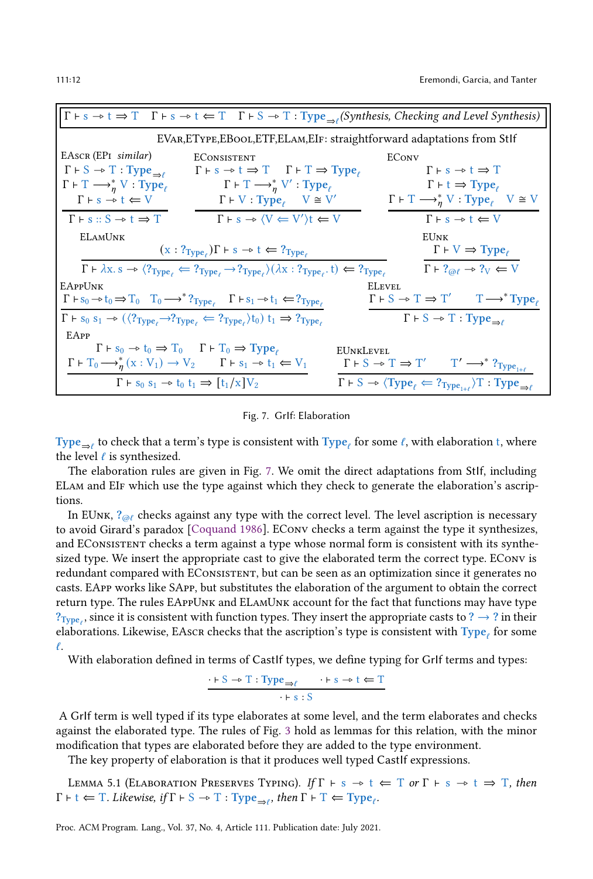$\Gamma \vdash s \rightsquigarrow t \Rightarrow T \quad \Gamma \vdash s \rightsquigarrow t \Leftarrow T \quad \Gamma \vdash S \rightsquigarrow T : \mathbf{Type}_{\Rightarrow \ell}$ *(Synthesis, Checking and Level Synthesis)*

EVar, EType, EBool, ETF, ELam, EIf: straightforward adaptations from StIf

EAscr (EPi similar)
$$\frac{\Gamma \vdash S \rightsquigarrow T : \mathbf{Type}_{\Rightarrow \ell} \quad \Gamma \vdash T \longrightarrow^*_\eta V : \mathbf{Type}_\ell \quad \Gamma \vdash s \rightsquigarrow t \Leftarrow V}{\Gamma \vdash s :: S \rightsquigarrow t \Rightarrow T}$$

EConsistent
$$\frac{\Gamma \vdash s \rightsquigarrow t \Rightarrow T \quad \Gamma \vdash T \Rightarrow \mathbf{Type}_\ell \quad \Gamma \vdash T \longrightarrow^*_\eta V' : \mathbf{Type}_\ell \quad \Gamma \vdash V : \mathbf{Type}_\ell \quad V \cong V'}{\Gamma \vdash s \rightsquigarrow \langle V \Leftarrow V' \rangle t \Leftarrow V}$$

EConv
$$\frac{\Gamma \vdash s \rightsquigarrow t \Rightarrow T \quad \Gamma \vdash t \Rightarrow \mathbf{Type}_\ell \quad \Gamma \vdash T \longrightarrow^*_\eta V : \mathbf{Type}_\ell \quad V \cong V}{\Gamma \vdash s \rightsquigarrow t \Leftarrow V}$$

ELamUnk
$$\frac{(x : ?_{\mathbf{Type}_\ell})\Gamma \vdash s \rightsquigarrow t \Leftarrow ?_{\mathbf{Type}_\ell}}{\Gamma \vdash \lambda x.\, s \rightsquigarrow \langle ?_{\mathbf{Type}_\ell} \Leftarrow ?_{\mathbf{Type}_\ell} \to ?_{\mathbf{Type}_\ell} \rangle (\lambda x : ?_{\mathbf{Type}_\ell}.\, t) \Leftarrow ?_{\mathbf{Type}_\ell}}$$

EUnk
$$\frac{\Gamma \vdash V \Rightarrow \mathbf{Type}_\ell}{\Gamma \vdash ?_{@\ell} \rightsquigarrow ?_V \Leftarrow V}$$

EAppUnk
$$\frac{\Gamma \vdash s_0 \rightsquigarrow t_0 \Rightarrow T_0 \quad T_0 \longrightarrow^* ?_{\mathbf{Type}_\ell} \quad \Gamma \vdash s_1 \rightsquigarrow t_1 \Leftarrow ?_{\mathbf{Type}_\ell}}{\Gamma \vdash s_0\ s_1 \rightsquigarrow (\langle ?_{\mathbf{Type}_\ell} \to ?_{\mathbf{Type}_\ell} \Leftarrow ?_{\mathbf{Type}_\ell} \rangle t_0)\ t_1 \Rightarrow ?_{\mathbf{Type}_\ell}}$$

ELevel
$$\frac{\Gamma \vdash S \rightsquigarrow T \Rightarrow T' \quad T \longrightarrow^* \mathbf{Type}_\ell}{\Gamma \vdash S \rightsquigarrow T : \mathbf{Type}_{\Rightarrow \ell}}$$

EApp
$$\frac{\Gamma \vdash s_0 \rightsquigarrow t_0 \Rightarrow T_0 \quad \Gamma \vdash T_0 \Rightarrow \mathbf{Type}_\ell \quad \Gamma \vdash T_0 \longrightarrow^*_\eta (x : V_1) \to V_2 \quad \Gamma \vdash s_1 \rightsquigarrow t_1 \Leftarrow V_1}{\Gamma \vdash s_0\ s_1 \rightsquigarrow t_0\ t_1 \Rightarrow [t_1/x]V_2}$$

EUnkLevel
$$\frac{\Gamma \vdash S \rightsquigarrow T \Rightarrow T' \quad T' \longrightarrow^* ?_{\mathbf{Type}_{1+\ell}}}{\Gamma \vdash S \rightsquigarrow \langle \mathbf{Type}_\ell \Leftarrow ?_{\mathbf{Type}_{1+\ell}} \rangle T : \mathbf{Type}_{\Rightarrow \ell}}$$

Fig. 7. GrIf: Elaboration

$\mathbf{Type}_{\Rightarrow \ell}$ to check that a term's type is consistent with $\mathbf{Type}_\ell$ for some $\ell$, with elaboration $t$, where the level $\ell$ is synthesized.

The elaboration rules are given in Fig. 7. We omit the direct adaptations from StIf, including ELam and EIf which use the type against which they check to generate the elaboration's ascriptions.

In EUnk, $?_{@\ell}$ checks against any type with the correct level. The level ascription is necessary to avoid Girard's paradox [Coquand 1986]. EConv checks a term against the type it synthesizes, and EConsistent checks a term against a type whose normal form is consistent with its synthesized type. We insert the appropriate cast to give the elaborated term the correct type. EConv is redundant compared with EConsistent, but can be seen as an optimization since it generates no casts. EApp works like SApp, but substitutes the elaboration of the argument to obtain the correct return type. The rules EAppUnk and ELamUnk account for the fact that functions may have type $?_{\mathbf{Type}_\ell}$, since it is consistent with function types. They insert the appropriate casts to $? \to ?$ in their elaborations. Likewise, EAscr checks that the ascription's type is consistent with $\mathbf{Type}_\ell$ for some $\ell$.

With elaboration defined in terms of CastIf types, we define typing for GrIf terms and types:

$$\frac{\cdot \vdash S \rightsquigarrow T : \mathbf{Type}_{\Rightarrow \ell} \qquad \cdot \vdash s \rightsquigarrow t \Leftarrow T}{\cdot \vdash s : S}$$

A GrIf term is well typed if its type elaborates at some level, and the term elaborates and checks against the elaborated type. The rules of Fig. 3 hold as lemmas for this relation, with the minor modification that types are elaborated before they are added to the type environment.

The key property of elaboration is that it produces well typed CastIf expressions.

Lemma 5.1 (Elaboration Preserves Typing). *If $\Gamma \vdash s \rightsquigarrow t \Leftarrow T$ or $\Gamma \vdash s \rightsquigarrow t \Rightarrow T$, then $\Gamma \vdash t \Leftarrow T$. Likewise, if $\Gamma \vdash S \rightsquigarrow T : \mathbf{Type}_{\Rightarrow \ell}$, then $\Gamma \vdash T \Leftarrow \mathbf{Type}_\ell$.*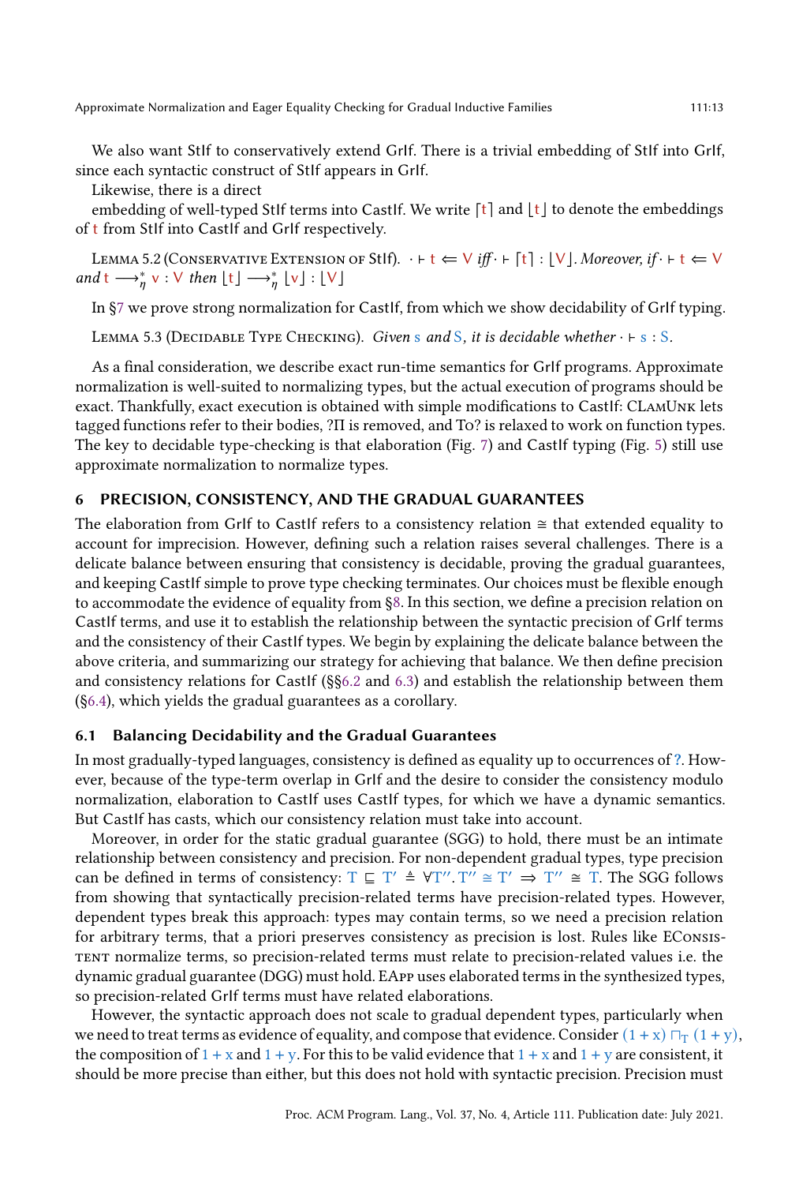We also want StIf to conservatively extend GrIf. There is a trivial embedding of StIf into GrIf, since each syntactic construct of StIf appears in GrIf.

Likewise, there is a direct

embedding of well-typed StIf terms into CastIf. We write $\lceil t \rceil$ and $\lfloor t \rfloor$ to denote the embeddings of t from StIf into CastIf and GrIf respectively.

Lemma 5.2 (Conservative Extension of StIf). *$\cdot \vdash t \Leftarrow V$ iff $\cdot \vdash \lceil t \rceil : \lfloor V \rfloor$. Moreover, if $\cdot \vdash t \Leftarrow V$ and $t \longrightarrow^{*}_{\eta} v : V$ then $\lfloor t \rfloor \longrightarrow^{*}_{\eta} \lfloor v \rfloor : \lfloor V \rfloor$*

In §7 we prove strong normalization for CastIf, from which we show decidability of GrIf typing.

Lemma 5.3 (Decidable Type Checking). *Given s and S, it is decidable whether $\cdot \vdash s : S$.*

As a final consideration, we describe exact run-time semantics for GrIf programs. Approximate normalization is well-suited to normalizing types, but the actual execution of programs should be exact. Thankfully, exact execution is obtained with simple modifications to CastIf: CLamUnk lets tagged functions refer to their bodies, ?Π is removed, and To? is relaxed to work on function types. The key to decidable type-checking is that elaboration (Fig. 7) and CastIf typing (Fig. 5) still use approximate normalization to normalize types.

## 6 PRECISION, CONSISTENCY, AND THE GRADUAL GUARANTEES

The elaboration from GrIf to CastIf refers to a consistency relation $\cong$ that extended equality to account for imprecision. However, defining such a relation raises several challenges. There is a delicate balance between ensuring that consistency is decidable, proving the gradual guarantees, and keeping CastIf simple to prove type checking terminates. Our choices must be flexible enough to accommodate the evidence of equality from §8. In this section, we define a precision relation on CastIf terms, and use it to establish the relationship between the syntactic precision of GrIf terms and the consistency of their CastIf types. We begin by explaining the delicate balance between the above criteria, and summarizing our strategy for achieving that balance. We then define precision and consistency relations for CastIf (§§6.2 and 6.3) and establish the relationship between them (§6.4), which yields the gradual guarantees as a corollary.

### 6.1 Balancing Decidability and the Gradual Guarantees

In most gradually-typed languages, consistency is defined as equality up to occurrences of ?. However, because of the type-term overlap in GrIf and the desire to consider the consistency modulo normalization, elaboration to CastIf uses CastIf types, for which we have a dynamic semantics. But CastIf has casts, which our consistency relation must take into account.

Moreover, in order for the static gradual guarantee (SGG) to hold, there must be an intimate relationship between consistency and precision. For non-dependent gradual types, type precision can be defined in terms of consistency: $T \sqsubseteq T' \triangleq \forall T''. T'' \cong T' \implies T'' \cong T$. The SGG follows from showing that syntactically precision-related terms have precision-related types. However, dependent types break this approach: types may contain terms, so we need a precision relation for arbitrary terms, that a priori preserves consistency as precision is lost. Rules like EConsistent normalize terms, so precision-related terms must relate to precision-related values i.e. the dynamic gradual guarantee (DGG) must hold. EApp uses elaborated terms in the synthesized types, so precision-related GrIf terms must have related elaborations.

However, the syntactic approach does not scale to gradual dependent types, particularly when we need to treat terms as evidence of equality, and compose that evidence. Consider $(1 + x) \sqcap_{T} (1 + y)$, the composition of $1 + x$ and $1 + y$. For this to be valid evidence that $1 + x$ and $1 + y$ are consistent, it should be more precise than either, but this does not hold with syntactic precision. Precision must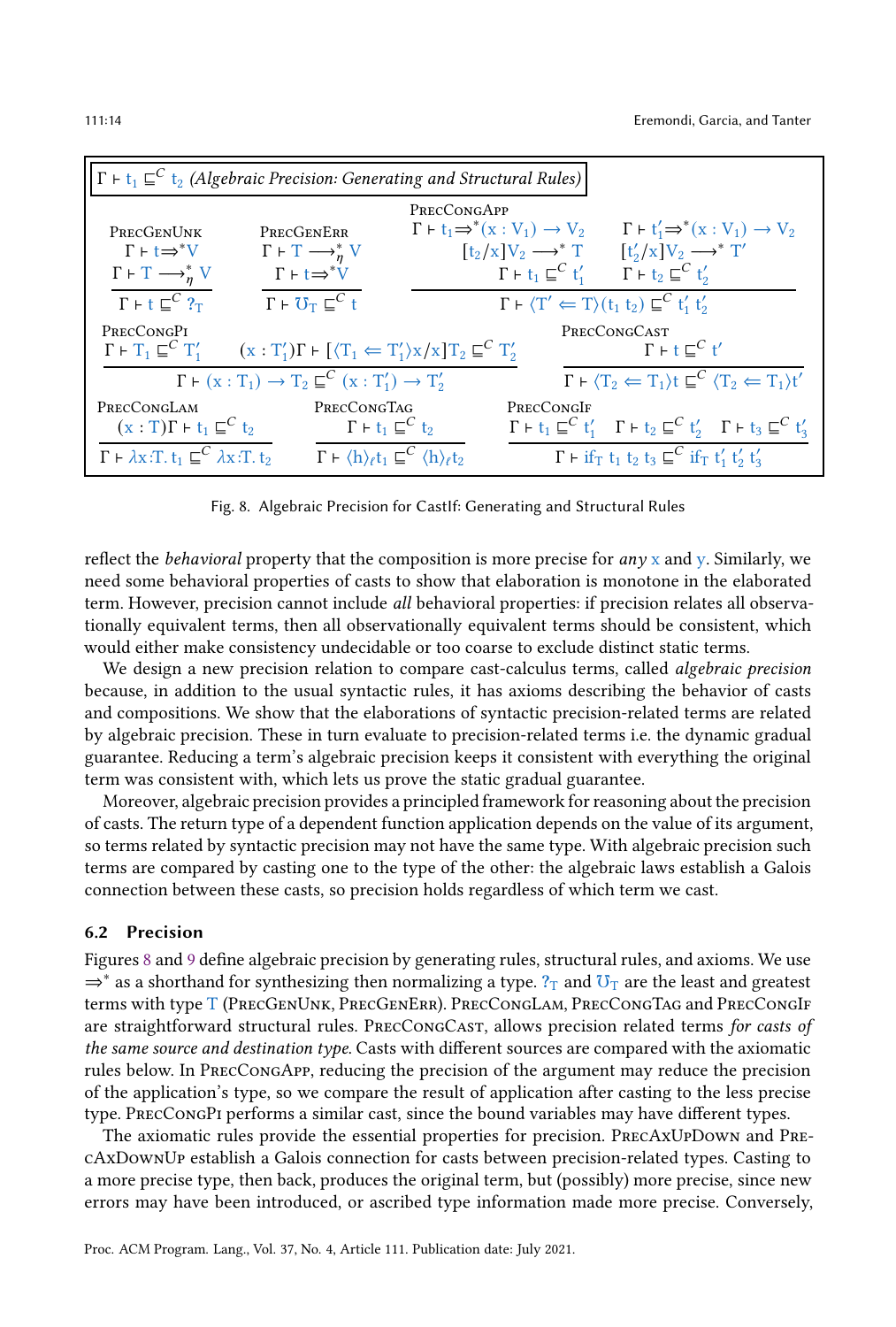$\Gamma \vdash t_1 \sqsubseteq^C t_2$ *(Algebraic Precision: Generating and Structural Rules)*

$$\textsc{PrecGenUnk}\ \frac{\Gamma \vdash t \Rightarrow^* V \qquad \Gamma \vdash T \longrightarrow^*_\eta V}{\Gamma \vdash t \sqsubseteq^C ?_T}$$

$$\textsc{PrecGenErr}\ \frac{\Gamma \vdash T \longrightarrow^*_\eta V \qquad \Gamma \vdash t \Rightarrow^* V}{\Gamma \vdash \mho_T \sqsubseteq^C t}$$

$$\textsc{PrecCongApp}\ \frac{\Gamma \vdash t_1 \Rightarrow^* (x : V_1) \to V_2 \quad \Gamma \vdash t'_1 \Rightarrow^* (x : V_1) \to V_2 \quad [t_2/x]V_2 \longrightarrow^* T \quad [t'_2/x]V_2 \longrightarrow^* T' \quad \Gamma \vdash t_1 \sqsubseteq^C t'_1 \quad \Gamma \vdash t_2 \sqsubseteq^C t'_2}{\Gamma \vdash \langle T' \Leftarrow T \rangle (t_1\ t_2) \sqsubseteq^C t'_1\ t'_2}$$

$$\textsc{PrecCongPi}\ \frac{\Gamma \vdash T_1 \sqsubseteq^C T'_1 \qquad (x : T'_1)\Gamma \vdash [\langle T_1 \Leftarrow T'_1 \rangle x/x]T_2 \sqsubseteq^C T'_2}{\Gamma \vdash (x : T_1) \to T_2 \sqsubseteq^C (x : T'_1) \to T'_2}$$

$$\textsc{PrecCongCast}\ \frac{\Gamma \vdash t \sqsubseteq^C t'}{\Gamma \vdash \langle T_2 \Leftarrow T_1 \rangle t \sqsubseteq^C \langle T_2 \Leftarrow T_1 \rangle t'}$$

$$\textsc{PrecCongLam}\ \frac{(x : T)\Gamma \vdash t_1 \sqsubseteq^C t_2}{\Gamma \vdash \lambda x{:}T.\, t_1 \sqsubseteq^C \lambda x{:}T.\, t_2}$$

$$\textsc{PrecCongTag}\ \frac{\Gamma \vdash t_1 \sqsubseteq^C t_2}{\Gamma \vdash \langle h \rangle_\ell t_1 \sqsubseteq^C \langle h \rangle_\ell t_2}$$

$$\textsc{PrecCongIf}\ \frac{\Gamma \vdash t_1 \sqsubseteq^C t'_1 \quad \Gamma \vdash t_2 \sqsubseteq^C t'_2 \quad \Gamma \vdash t_3 \sqsubseteq^C t'_3}{\Gamma \vdash \mathrm{if}_T\ t_1\ t_2\ t_3 \sqsubseteq^C \mathrm{if}_T\ t'_1\ t'_2\ t'_3}$$

Fig. 8. Algebraic Precision for CastIf: Generating and Structural Rules

reflect the *behavioral* property that the composition is more precise for *any* x and y. Similarly, we need some behavioral properties of casts to show that elaboration is monotone in the elaborated term. However, precision cannot include *all* behavioral properties: if precision relates all observationally equivalent terms, then all observationally equivalent terms should be consistent, which would either make consistency undecidable or too coarse to exclude distinct static terms.

We design a new precision relation to compare cast-calculus terms, called *algebraic precision* because, in addition to the usual syntactic rules, it has axioms describing the behavior of casts and compositions. We show that the elaborations of syntactic precision-related terms are related by algebraic precision. These in turn evaluate to precision-related terms i.e. the dynamic gradual guarantee. Reducing a term's algebraic precision keeps it consistent with everything the original term was consistent with, which lets us prove the static gradual guarantee.

Moreover, algebraic precision provides a principled framework for reasoning about the precision of casts. The return type of a dependent function application depends on the value of its argument, so terms related by syntactic precision may not have the same type. With algebraic precision such terms are compared by casting one to the type of the other: the algebraic laws establish a Galois connection between these casts, so precision holds regardless of which term we cast.

### 6.2 Precision

Figures 8 and 9 define algebraic precision by generating rules, structural rules, and axioms. We use $\Rightarrow^*$ as a shorthand for synthesizing then normalizing a type. $?_T$ and $\mho_T$ are the least and greatest terms with type T (PrecGenUnk, PrecGenErr). PrecCongLam, PrecCongTag and PrecCongIf are straightforward structural rules. PrecCongCast, allows precision related terms *for casts of the same source and destination type.* Casts with different sources are compared with the axiomatic rules below. In PrecCongApp, reducing the precision of the argument may reduce the precision of the application's type, so we compare the result of application after casting to the less precise type. PrecCongPi performs a similar cast, since the bound variables may have different types.

The axiomatic rules provide the essential properties for precision. PrecAxUpDown and PrecAxDownUp establish a Galois connection for casts between precision-related types. Casting to a more precise type, then back, produces the original term, but (possibly) more precise, since new errors may have been introduced, or ascribed type information made more precise. Conversely,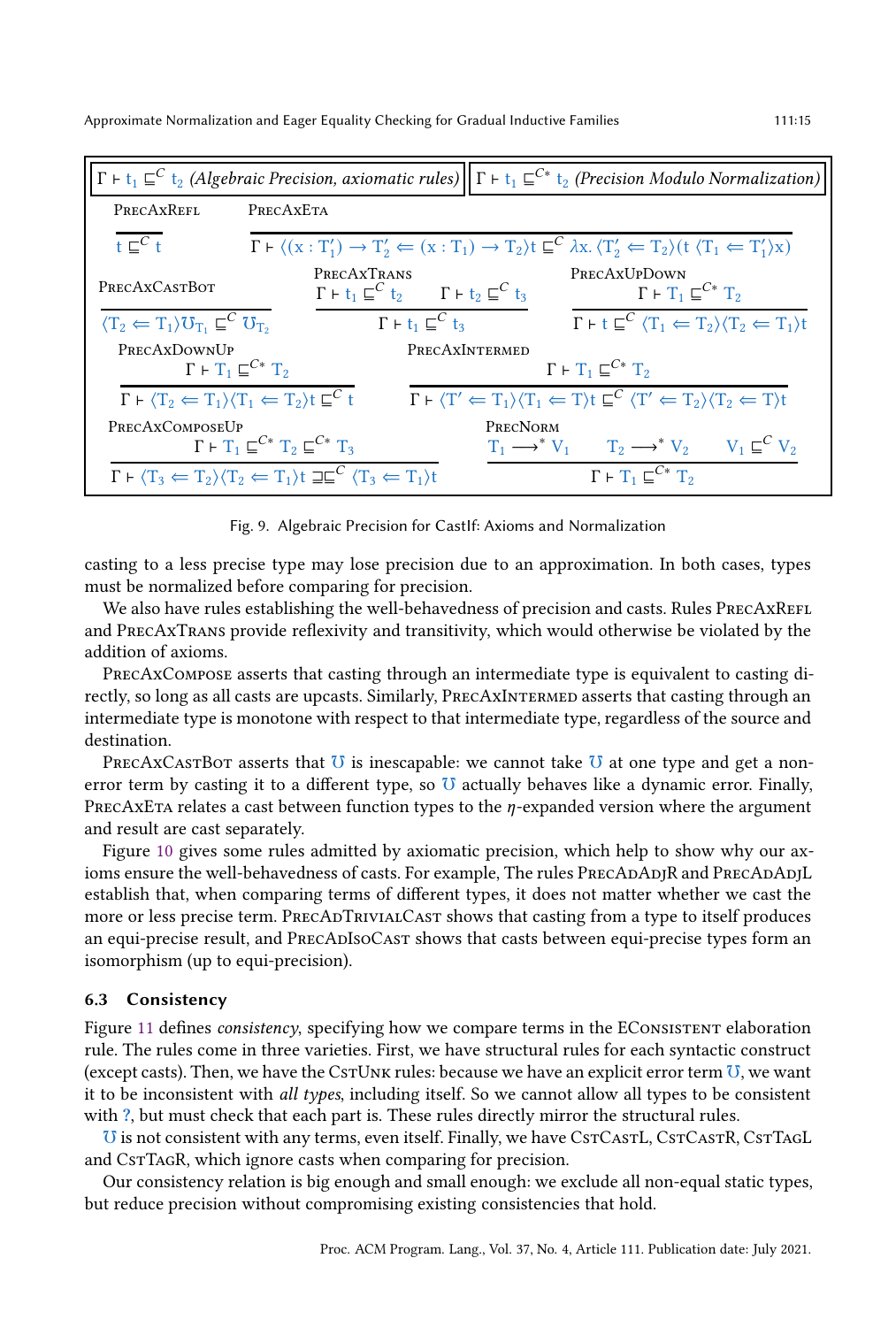$\Gamma \vdash t_1 \sqsubseteq^C t_2$ *(Algebraic Precision, axiomatic rules)* $\Gamma \vdash t_1 \sqsubseteq^{C*} t_2$ *(Precision Modulo Normalization)*

PrecAxRefl
$$\frac{}{t \sqsubseteq^C t}$$

PrecAxEta
$$\frac{}{\Gamma \vdash \langle (x : T_1') \to T_2' \Leftarrow (x : T_1) \to T_2 \rangle t \sqsubseteq^C \lambda x. \langle T_2' \Leftarrow T_2 \rangle (t\ \langle T_1 \Leftarrow T_1' \rangle x)}$$

PrecAxCastBot
$$\frac{}{\langle T_2 \Leftarrow T_1 \rangle \mho_{T_1} \sqsubseteq^C \mho_{T_2}}$$

PrecAxTrans
$$\frac{\Gamma \vdash t_1 \sqsubseteq^C t_2 \qquad \Gamma \vdash t_2 \sqsubseteq^C t_3}{\Gamma \vdash t_1 \sqsubseteq^C t_3}$$

PrecAxUpDown
$$\frac{\Gamma \vdash T_1 \sqsubseteq^{C*} T_2}{\Gamma \vdash t \sqsubseteq^C \langle T_1 \Leftarrow T_2 \rangle \langle T_2 \Leftarrow T_1 \rangle t}$$

PrecAxDownUp
$$\frac{\Gamma \vdash T_1 \sqsubseteq^{C*} T_2}{\Gamma \vdash \langle T_2 \Leftarrow T_1 \rangle \langle T_1 \Leftarrow T_2 \rangle t \sqsubseteq^C t}$$

PrecAxIntermed
$$\frac{\Gamma \vdash T_1 \sqsubseteq^{C*} T_2}{\Gamma \vdash \langle T' \Leftarrow T_1 \rangle \langle T_1 \Leftarrow T \rangle t \sqsubseteq^C \langle T' \Leftarrow T_2 \rangle \langle T_2 \Leftarrow T \rangle t}$$

PrecAxComposeUp
$$\frac{\Gamma \vdash T_1 \sqsubseteq^{C*} T_2 \sqsubseteq^{C*} T_3}{\Gamma \vdash \langle T_3 \Leftarrow T_2 \rangle \langle T_2 \Leftarrow T_1 \rangle t \sqsupseteq\sqsubseteq^C \langle T_3 \Leftarrow T_1 \rangle t}$$

PrecNorm
$$\frac{T_1 \longrightarrow^* V_1 \qquad T_2 \longrightarrow^* V_2 \qquad V_1 \sqsubseteq^C V_2}{\Gamma \vdash T_1 \sqsubseteq^{C*} T_2}$$

Fig. 9. Algebraic Precision for CastIf: Axioms and Normalization

casting to a less precise type may lose precision due to an approximation. In both cases, types must be normalized before comparing for precision.

We also have rules establishing the well-behavedness of precision and casts. Rules PrecAxRefl and PrecAxTrans provide reflexivity and transitivity, which would otherwise be violated by the addition of axioms.

PrecAxCompose asserts that casting through an intermediate type is equivalent to casting directly, so long as all casts are upcasts. Similarly, PrecAxIntermed asserts that casting through an intermediate type is monotone with respect to that intermediate type, regardless of the source and destination.

PrecAxCastBot asserts that $\mho$ is inescapable: we cannot take $\mho$ at one type and get a non-error term by casting it to a different type, so $\mho$ actually behaves like a dynamic error. Finally, PrecAxEta relates a cast between function types to the $\eta$-expanded version where the argument and result are cast separately.

Figure 10 gives some rules admitted by axiomatic precision, which help to show why our axioms ensure the well-behavedness of casts. For example, The rules PrecAdAdjR and PrecAdAdjL establish that, when comparing terms of different types, it does not matter whether we cast the more or less precise term. PrecAdTrivialCast shows that casting from a type to itself produces an equi-precise result, and PrecAdIsoCast shows that casts between equi-precise types form an isomorphism (up to equi-precision).

### 6.3 Consistency

Figure 11 defines *consistency*, specifying how we compare terms in the EConsistent elaboration rule. The rules come in three varieties. First, we have structural rules for each syntactic construct (except casts). Then, we have the CstUnk rules: because we have an explicit error term $\mho$, we want it to be inconsistent with *all types*, including itself. So we cannot allow all types to be consistent with ?, but must check that each part is. These rules directly mirror the structural rules.

$\mho$ is not consistent with any terms, even itself. Finally, we have CstCastL, CstCastR, CstTagL and CstTagR, which ignore casts when comparing for precision.

Our consistency relation is big enough and small enough: we exclude all non-equal static types, but reduce precision without compromising existing consistencies that hold.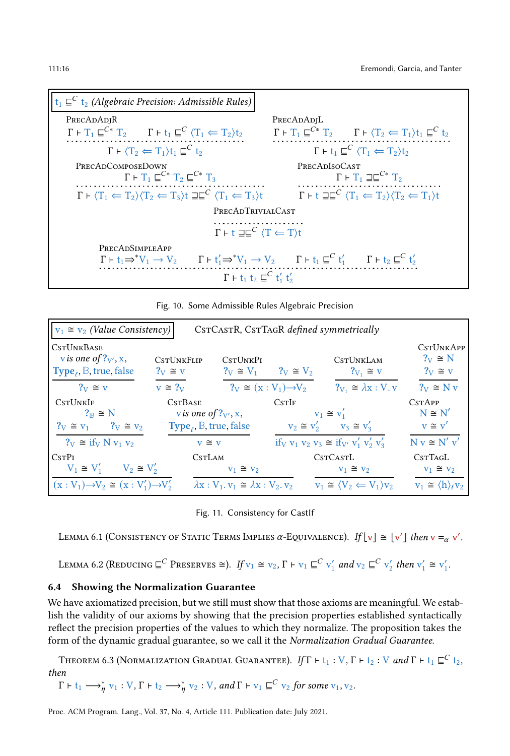**$t_1 \sqsubseteq^C t_2$ (Algebraic Precision: Admissible Rules)**

PrecAdAdjR
$$\frac{\Gamma \vdash T_1 \sqsubseteq^{C*} T_2 \qquad \Gamma \vdash t_1 \sqsubseteq^C \langle T_1 \Leftarrow T_2 \rangle t_2}{\Gamma \vdash \langle T_2 \Leftarrow T_1 \rangle t_1 \sqsubseteq^C t_2}$$

PrecAdAdjL
$$\frac{\Gamma \vdash T_1 \sqsubseteq^{C*} T_2 \qquad \Gamma \vdash \langle T_2 \Leftarrow T_1 \rangle t_1 \sqsubseteq^C t_2}{\Gamma \vdash t_1 \sqsubseteq^C \langle T_1 \Leftarrow T_2 \rangle t_2}$$

PrecAdComposeDown
$$\frac{\Gamma \vdash T_1 \sqsubseteq^{C*} T_2 \sqsubseteq^{C*} T_3}{\Gamma \vdash \langle T_1 \Leftarrow T_2 \rangle \langle T_2 \Leftarrow T_3 \rangle t \sqsupseteq\sqsubseteq^C \langle T_1 \Leftarrow T_3 \rangle t}$$

PrecAdIsoCast
$$\frac{\Gamma \vdash T_1 \sqsupseteq\sqsubseteq^{C*} T_2}{\Gamma \vdash t \sqsupseteq\sqsubseteq^C \langle T_1 \Leftarrow T_2 \rangle \langle T_2 \Leftarrow T_1 \rangle t}$$

PrecAdTrivialCast
$$\frac{}{\Gamma \vdash t \sqsupseteq\sqsubseteq^C \langle T \Leftarrow T \rangle t}$$

PrecAdSimpleApp
$$\frac{\Gamma \vdash t_1 \Rightarrow^* V_1 \to V_2 \qquad \Gamma \vdash t_1' \Rightarrow^* V_1 \to V_2 \qquad \Gamma \vdash t_1 \sqsubseteq^C t_1' \qquad \Gamma \vdash t_2 \sqsubseteq^C t_2'}{\Gamma \vdash t_1\ t_2 \sqsubseteq^C t_1'\ t_2'}$$

Fig. 10. Some Admissible Rules Algebraic Precision

**$v_1 \cong v_2$ (Value Consistency)** CstCastR, CstTagR *defined symmetrically*

CstUnkBase
$$\frac{v \text{ is one of } ?_{V'}, x, \mathbf{Type}_\ell, \mathbb{B}, \mathsf{true}, \mathsf{false}}{?_V \cong v}$$

CstUnkFlip
$$\frac{?_V \cong v}{v \cong ?_V}$$

CstUnkPi
$$\frac{?_V \cong V_1 \qquad ?_V \cong V_2}{?_V \cong (x : V_1) \to V_2}$$

CstUnkLam
$$\frac{?_{V_1} \cong v}{?_{V_1} \cong \lambda x : V.\, v}$$

CstUnkApp
$$\frac{?_V \cong N \qquad ?_V \cong v}{?_V \cong N\ v}$$

CstUnkIf
$$\frac{?_{\mathbb{B}} \cong N \qquad ?_V \cong v_1 \qquad ?_V \cong v_2}{?_V \cong \mathsf{if}_V\ N\ v_1\ v_2}$$

CstBase
$$\frac{v \text{ is one of } ?_{V'}, x, \mathbf{Type}_\ell, \mathbb{B}, \mathsf{true}, \mathsf{false}}{v \cong v}$$

CstIf
$$\frac{v_1 \cong v_1' \qquad v_2 \cong v_2' \qquad v_3 \cong v_3'}{\mathsf{if}_V\ v_1\ v_2\ v_3 \cong \mathsf{if}_{V'}\ v_1'\ v_2'\ v_3'}$$

CstApp
$$\frac{N \cong N' \qquad v \cong v'}{N\ v \cong N'\ v'}$$

CstPi
$$\frac{V_1 \cong V_1' \qquad V_2 \cong V_2'}{(x : V_1) \to V_2 \cong (x : V_1') \to V_2'}$$

CstLam
$$\frac{v_1 \cong v_2}{\lambda x : V_1.\, v_1 \cong \lambda x : V_2.\, v_2}$$

CstCastL
$$\frac{v_1 \cong v_2}{v_1 \cong \langle V_2 \Leftarrow V_1 \rangle v_2}$$

CstTagL
$$\frac{v_1 \cong v_2}{v_1 \cong \langle h \rangle_\ell v_2}$$

Fig. 11. Consistency for CastIf

Lemma 6.1 (Consistency of Static Terms Implies $\alpha$-Equivalence). *If* $\lfloor v \rfloor \cong \lfloor v' \rfloor$ *then* $v =_\alpha v'$.

Lemma 6.2 (Reducing $\sqsubseteq^C$ Preserves $\cong$). *If* $v_1 \cong v_2$, $\Gamma \vdash v_1 \sqsubseteq^C v_1'$ *and* $v_2 \sqsubseteq^C v_2'$ *then* $v_1' \cong v_1'$.

### 6.4 Showing the Normalization Guarantee

We have axiomatized precision, but we still must show that those axioms are meaningful. We establish the validity of our axioms by showing that the precision properties established syntactically reflect the precision properties of the values to which they normalize. The proposition takes the form of the dynamic gradual guarantee, so we call it the *Normalization Gradual Guarantee.*

Theorem 6.3 (Normalization Gradual Guarantee). *If* $\Gamma \vdash t_1 : V$, $\Gamma \vdash t_2 : V$ *and* $\Gamma \vdash t_1 \sqsubseteq^C t_2$, *then*
$\Gamma \vdash t_1 \longrightarrow_\eta^* v_1 : V$, $\Gamma \vdash t_2 \longrightarrow_\eta^* v_2 : V$, *and* $\Gamma \vdash v_1 \sqsubseteq^C v_2$ *for some* $v_1, v_2$.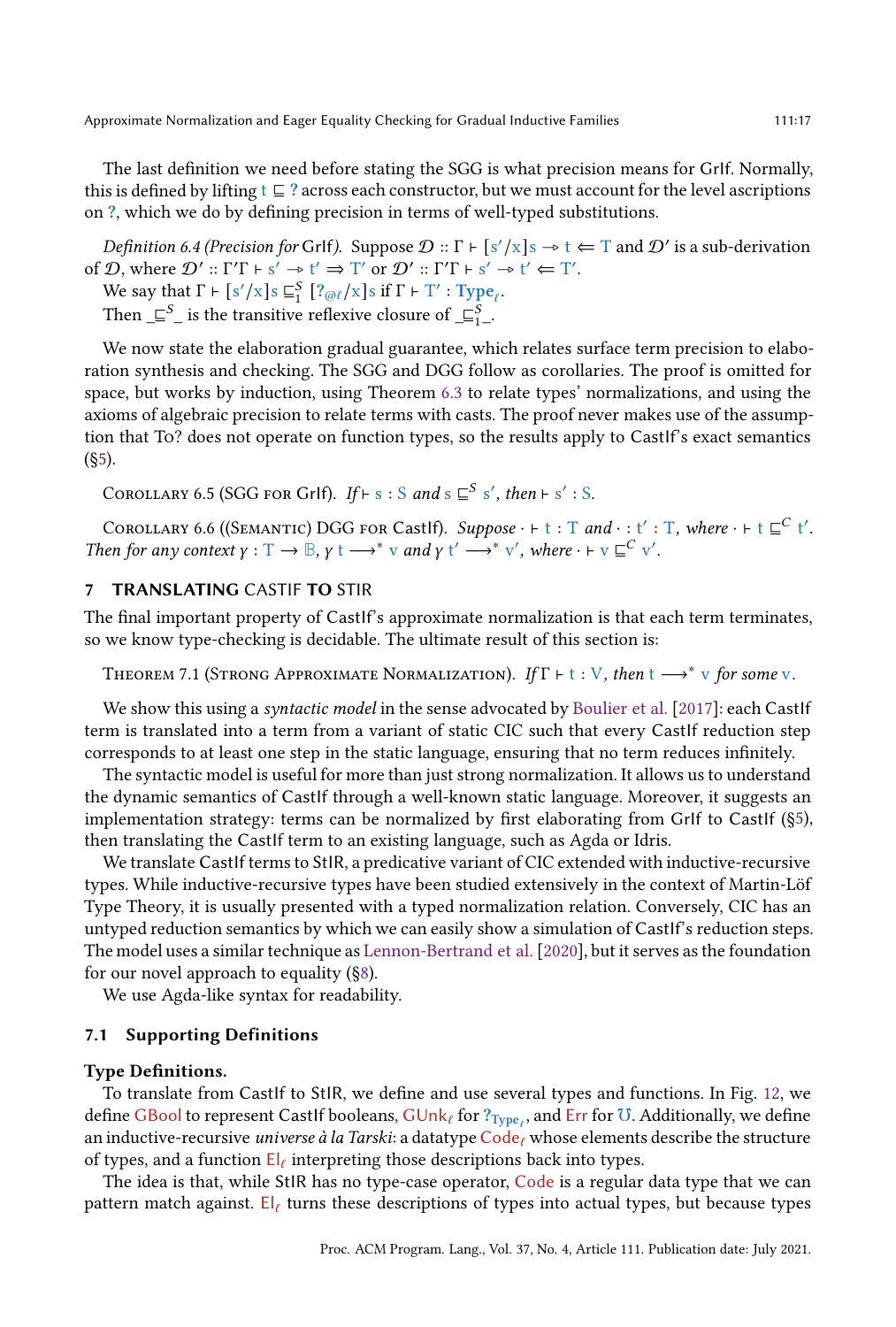The last definition we need before stating the SGG is what precision means for GrIf. Normally, this is defined by lifting $t \sqsubseteq ?$ across each constructor, but we must account for the level ascriptions on $?$, which we do by defining precision in terms of well-typed substitutions.

*Definition 6.4 (Precision for* GrIf*).* Suppose $\mathcal{D} :: \Gamma \vdash [s'/x]s \twoheadrightarrow t \Leftarrow T$ and $\mathcal{D}'$ is a sub-derivation of $\mathcal{D}$, where $\mathcal{D}' :: \Gamma'\Gamma \vdash s' \twoheadrightarrow t' \Rightarrow T'$ or $\mathcal{D}' :: \Gamma'\Gamma \vdash s' \twoheadrightarrow t' \Leftarrow T'$.

We say that $\Gamma \vdash [s'/x]s \sqsubseteq^S_1 [?_{@\ell}/x]s$ if $\Gamma \vdash T' : \mathbf{Type}_\ell$.

Then $\_\sqsubseteq^S\_$ is the transitive reflexive closure of $\_\sqsubseteq^S_1\_$.

We now state the elaboration gradual guarantee, which relates surface term precision to elaboration synthesis and checking. The SGG and DGG follow as corollaries. The proof is omitted for space, but works by induction, using Theorem 6.3 to relate types' normalizations, and using the axioms of algebraic precision to relate terms with casts. The proof never makes use of the assumption that To? does not operate on function types, so the results apply to CastIf's exact semantics (§5).

Corollary 6.5 (SGG for GrIf). *If* $\vdash s : S$ *and* $s \sqsubseteq^S s'$*, then* $\vdash s' : S$.

Corollary 6.6 ((Semantic) DGG for CastIf). *Suppose* $\cdot \vdash t : T$ *and* $\cdot : t' : T$*, where* $\cdot \vdash t \sqsubseteq^C t'$*. Then for any context* $\gamma : T \to \mathbb{B}$*,* $\gamma\, t \longrightarrow^* v$ *and* $\gamma\, t' \longrightarrow^* v'$*, where* $\cdot \vdash v \sqsubseteq^C v'$*.*

# 7 TRANSLATING CASTIF TO STIR

The final important property of CastIf's approximate normalization is that each term terminates, so we know type-checking is decidable. The ultimate result of this section is:

Theorem 7.1 (Strong Approximate Normalization). *If* $\Gamma \vdash t : V$*, then* $t \longrightarrow^* v$ *for some* $v$*.*

We show this using a *syntactic model* in the sense advocated by Boulier et al. [2017]: each CastIf term is translated into a term from a variant of static CIC such that every CastIf reduction step corresponds to at least one step in the static language, ensuring that no term reduces infinitely.

The syntactic model is useful for more than just strong normalization. It allows us to understand the dynamic semantics of CastIf through a well-known static language. Moreover, it suggests an implementation strategy: terms can be normalized by first elaborating from GrIf to CastIf (§5), then translating the CastIf term to an existing language, such as Agda or Idris.

We translate CastIf terms to StIR, a predicative variant of CIC extended with inductive-recursive types. While inductive-recursive types have been studied extensively in the context of Martin-Löf Type Theory, it is usually presented with a typed normalization relation. Conversely, CIC has an untyped reduction semantics by which we can easily show a simulation of CastIf's reduction steps. The model uses a similar technique as Lennon-Bertrand et al. [2020], but it serves as the foundation for our novel approach to equality (§8).

We use Agda-like syntax for readability.

## 7.1 Supporting Definitions

**Type Definitions.**

To translate from CastIf to StIR, we define and use several types and functions. In Fig. 12, we define GBool to represent CastIf booleans, $\text{GUnk}_\ell$ for $?_{\mathbf{Type}_\ell}$, and Err for $\mho$. Additionally, we define an inductive-recursive *universe à la Tarski*: a datatype $\text{Code}_\ell$ whose elements describe the structure of types, and a function $\text{El}_\ell$ interpreting those descriptions back into types.

The idea is that, while StIR has no type-case operator, Code is a regular data type that we can pattern match against. $\text{El}_\ell$ turns these descriptions of types into actual types, but because types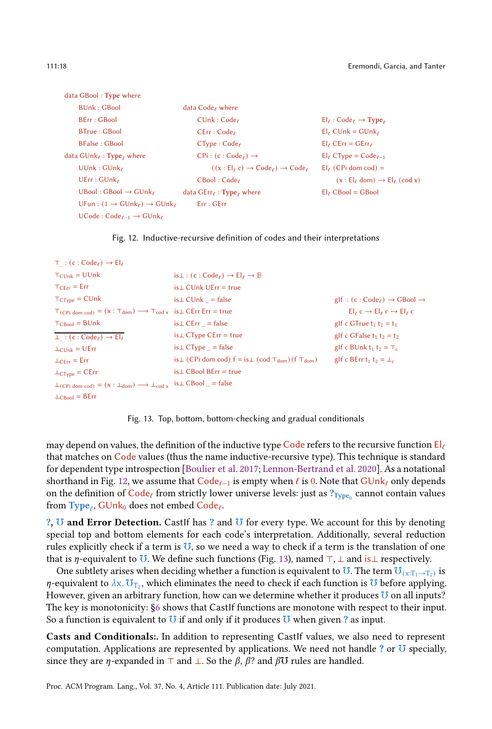```
data GBool : Type where
  BUnk : GBool
  BErr : GBool
  BTrue : GBool
  BFalse : GBool
data GUnk_ℓ : Type_ℓ where
  UUnk : GUnk_ℓ
  UErr : GUnk_ℓ
  UBool : GBool → GUnk_ℓ
  UFun : (1 → GUnk_ℓ) → GUnk_ℓ
  UCode : Code_{ℓ-1} → GUnk_ℓ

data Code_ℓ where
  CUnk : Code_ℓ
  CErr : Code_ℓ
  CType : Code_ℓ
  CPi : (c : Code_ℓ) →
          ((x : El_ℓ c) → Code_ℓ) → Code_ℓ
  CBool : Code_ℓ
data GErr_ℓ : Type_ℓ where
  Err : GErr

El_ℓ : Code_ℓ → Type_ℓ
El_ℓ CUnk = GUnk_ℓ
El_ℓ CErr = GErr_ℓ
El_ℓ CType = Code_{ℓ-1}
El_ℓ (CPi dom cod) =
    (x : El_ℓ dom) → El_ℓ (cod x)
El_ℓ CBool = GBool
```

Fig. 12. Inductive-recursive definition of codes and their interpretations

```
⊤_ : (c : Code_ℓ) → El_ℓ
⊤_CUnk = UUnk
⊤_CErr = Err
⊤_CType = CUnk
⊤_(CPi dom cod) = (x : ⊤_dom) ⟶ ⊤_cod x
⊤_CBool = BUnk
―――――――――――――――――――――――――
⊥_ : (c : Code_ℓ) → El_ℓ
⊥_CUnk = UErr
⊥_CErr = Err
⊥_CType = CErr
⊥_(CPi dom cod) = (x : ⊥_dom) ⟶ ⊥_cod x
⊥_CBool = BErr

is⊥ : (c : Code_ℓ) → El_ℓ → 𝔹
is⊥ CUnk UErr = true
is⊥ CUnk _ = false
is⊥ CErr Err = true
is⊥ CErr _ = false
is⊥ CType CErr = true
is⊥ CType _ = false
is⊥ (CPi dom cod) f = is⊥ (cod ⊤_dom)(f ⊤_dom)
is⊥ CBool BErr = true
is⊥ CBool _ = false

gIf : (c : Code_ℓ) → GBool →
      El_ℓ c → El_ℓ c → El_ℓ c
gIf c GTrue t1 t2 = t1
gIf c GFalse t1 t2 = t2
gIf c BUnk t1 t2 = ⊤_c
gIf c BErr t1 t2 = ⊥_c
```

Fig. 13. Top, bottom, bottom-checking and gradual conditionals

may depend on values, the definition of the inductive type Code refers to the recursive function $El_\ell$ that matches on Code values (thus the name inductive-recursive type). This technique is standard for dependent type introspection [Boulier et al. 2017; Lennon-Bertrand et al. 2020]. As a notational shorthand in Fig. 12, we assume that $Code_{\ell-1}$ is empty when $\ell$ is 0. Note that $GUnk_\ell$ only depends on the definition of $Code_\ell$ from strictly lower universe levels: just as $?_{Type_0}$ cannot contain values from $Type_\ell$, $GUnk_0$ does not embed $Code_\ell$.

**?, ℧ and Error Detection.** CastIf has ? and ℧ for every type. We account for this by denoting special top and bottom elements for each code's interpretation. Additionally, several reduction rules explicitly check if a term is ℧, so we need a way to check if a term is the translation of one that is $\eta$-equivalent to ℧. We define such functions (Fig. 13), named $\top$, $\bot$ and is$\bot$ respectively.

One subtlety arises when deciding whether a function is equivalent to ℧. The term $℧_{(x:T_1 \to T_2)}$ is $\eta$-equivalent to $\lambda x.\ ℧_{T_2}$, which eliminates the need to check if each function is ℧ before applying. However, given an arbitrary function, how can we determine whether it produces ℧ on all inputs? The key is monotonicity: §6 shows that CastIf functions are monotone with respect to their input. So a function is equivalent to ℧ if and only if it produces ℧ when given ? as input.

**Casts and Conditionals:.** In addition to representing CastIf values, we also need to represent computation. Applications are represented by applications. We need not handle ? or ℧ specially, since they are $\eta$-expanded in $\top$ and $\bot$. So the $\beta$, $\beta?$ and $\beta℧$ rules are handled.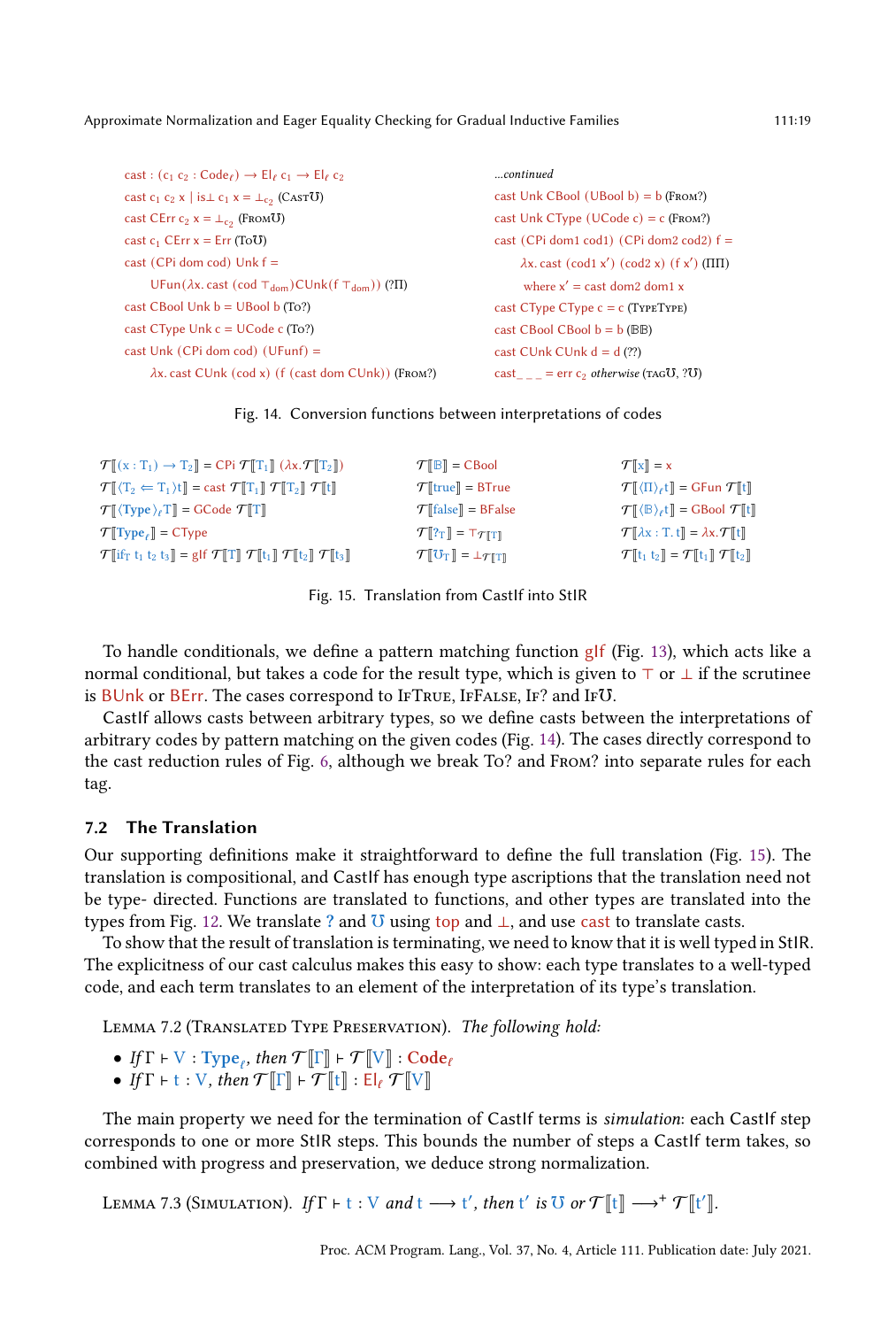```
cast : (c₁ c₂ : Code_ℓ) → El_ℓ c₁ → El_ℓ c₂
cast c₁ c₂ x | is⊥ c₁ x = ⊥_c₂ (Cast℧)
cast CErr c₂ x = ⊥_c₂ (From℧)
cast c₁ CErr x = Err (To℧)
cast (CPi dom cod) Unk f =
      UFun(λx. cast (cod ⊤_dom) CUnk(f ⊤_dom)) (?Π)
cast CBool Unk b = UBool b (To?)
cast CType Unk c = UCode c (To?)
cast Unk (CPi dom cod) (UFunf) =
      λx. cast CUnk (cod x) (f (cast dom CUnk)) (From?)
```

```
...continued
cast Unk CBool (UBool b) = b (From?)
cast Unk CType (UCode c) = c (From?)
cast (CPi dom1 cod1) (CPi dom2 cod2) f =
      λx. cast (cod1 x′) (cod2 x) (f x′) (ΠΠ)
      where x′ = cast dom2 dom1 x
cast CType CType c = c (TypeType)
cast CBool CBool b = b (𝔹𝔹)
cast CUnk CUnk d = d (??)
cast _ _ _ = err c₂ otherwise (tag℧, ?℧)
```

Fig. 14. Conversion functions between interpretations of codes

| | | |
|---|---|---|
| $\mathcal{T}[\![(x : T_1) \to T_2]\!] = \text{CPi } \mathcal{T}[\![T_1]\!]\ (\lambda x.\mathcal{T}[\![T_2]\!])$ | $\mathcal{T}[\![\mathbb{B}]\!] = \text{CBool}$ | $\mathcal{T}[\![x]\!] = x$ |
| $\mathcal{T}[\![\langle T_2 \Leftarrow T_1 \rangle t]\!] = \text{cast } \mathcal{T}[\![T_1]\!]\ \mathcal{T}[\![T_2]\!]\ \mathcal{T}[\![t]\!]$ | $\mathcal{T}[\![\text{true}]\!] = \text{BTrue}$ | $\mathcal{T}[\![\langle \Pi \rangle_\ell t]\!] = \text{GFun } \mathcal{T}[\![t]\!]$ |
| $\mathcal{T}[\![\langle \text{Type} \rangle_\ell T]\!] = \text{GCode } \mathcal{T}[\![T]\!]$ | $\mathcal{T}[\![\text{false}]\!] = \text{BFalse}$ | $\mathcal{T}[\![\langle \mathbb{B} \rangle_\ell t]\!] = \text{GBool } \mathcal{T}[\![t]\!]$ |
| $\mathcal{T}[\![\text{Type}_\ell]\!] = \text{CType}$ | $\mathcal{T}[\![?_T]\!] = \top_{\mathcal{T}[\![T]\!]}$ | $\mathcal{T}[\![\lambda x : T.\ t]\!] = \lambda x.\mathcal{T}[\![t]\!]$ |
| $\mathcal{T}[\![\text{if}_T\ t_1\ t_2\ t_3]\!] = \text{gIf } \mathcal{T}[\![T]\!]\ \mathcal{T}[\![t_1]\!]\ \mathcal{T}[\![t_2]\!]\ \mathcal{T}[\![t_3]\!]$ | $\mathcal{T}[\![\mho_T]\!] = \bot_{\mathcal{T}[\![T]\!]}$ | $\mathcal{T}[\![t_1\ t_2]\!] = \mathcal{T}[\![t_1]\!]\ \mathcal{T}[\![t_2]\!]$ |

Fig. 15. Translation from CastIf into StIR

To handle conditionals, we define a pattern matching function gIf (Fig. 13), which acts like a normal conditional, but takes a code for the result type, which is given to ⊤ or ⊥ if the scrutinee is BUnk or BErr. The cases correspond to IfTrue, IfFalse, If? and If℧.

CastIf allows casts between arbitrary types, so we define casts between the interpretations of arbitrary codes by pattern matching on the given codes (Fig. 14). The cases directly correspond to the cast reduction rules of Fig. 6, although we break To? and From? into separate rules for each tag.

## 7.2 The Translation

Our supporting definitions make it straightforward to define the full translation (Fig. 15). The translation is compositional, and CastIf has enough type ascriptions that the translation need not be type- directed. Functions are translated to functions, and other types are translated into the types from Fig. 12. We translate ? and ℧ using top and ⊥, and use cast to translate casts.

To show that the result of translation is terminating, we need to know that it is well typed in StIR. The explicitness of our cast calculus makes this easy to show: each type translates to a well-typed code, and each term translates to an element of the interpretation of its type's translation.

**Lemma 7.2 (Translated Type Preservation).** *The following hold:*

- *If* $\Gamma \vdash V : \text{Type}_\ell$, *then* $\mathcal{T}[\![\Gamma]\!] \vdash \mathcal{T}[\![V]\!] : \text{Code}_\ell$
- *If* $\Gamma \vdash t : V$, *then* $\mathcal{T}[\![\Gamma]\!] \vdash \mathcal{T}[\![t]\!] : \text{El}_\ell\ \mathcal{T}[\![V]\!]$

The main property we need for the termination of CastIf terms is *simulation*: each CastIf step corresponds to one or more StIR steps. This bounds the number of steps a CastIf term takes, so combined with progress and preservation, we deduce strong normalization.

**Lemma 7.3 (Simulation).** *If* $\Gamma \vdash t : V$ *and* $t \longrightarrow t'$, *then* $t'$ *is* $\mho$ *or* $\mathcal{T}[\![t]\!] \longrightarrow^{+} \mathcal{T}[\![t']\!]$.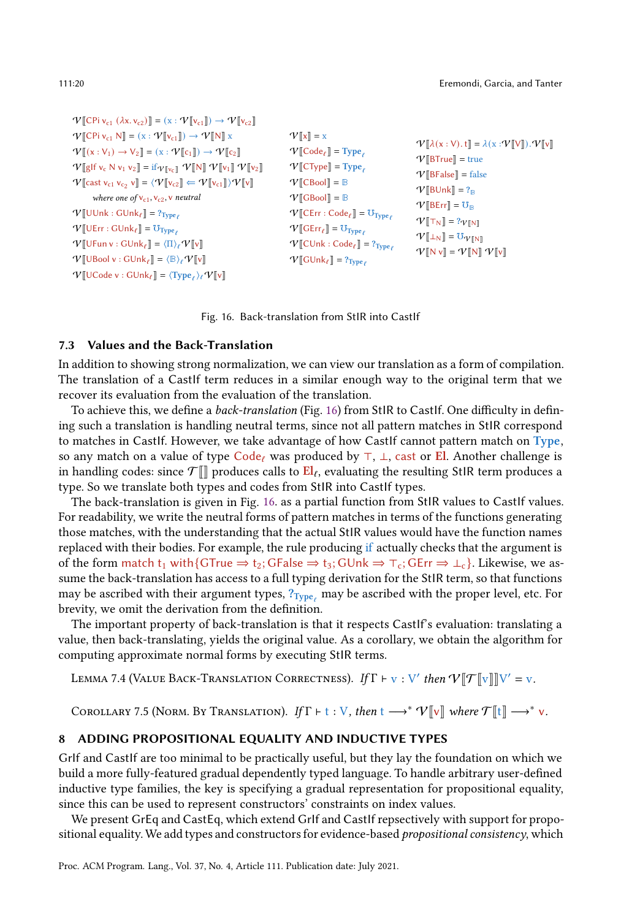$$\mathcal{V}[\![\mathsf{CPi}\ v_{c1}\ (\lambda x.\ v_{c2})]\!] = (x : \mathcal{V}[\![v_{c1}]\!]) \to \mathcal{V}[\![v_{c2}]\!]$$

$$\mathcal{V}[\![\mathsf{CPi}\ v_{c1}\ N]\!] = (x : \mathcal{V}[\![v_{c1}]\!]) \to \mathcal{V}[\![N]\!]\ x$$

$$\mathcal{V}[\![(x : V_1) \to V_2]\!] = (x : \mathcal{V}[\![c_1]\!]) \to \mathcal{V}[\![c_2]\!]$$

$$\mathcal{V}[\![\mathsf{gIf}\ v_c\ N\ v_1\ v_2]\!] = \mathsf{if}_{\mathcal{V}[\![v_c]\!]}\ \mathcal{V}[\![N]\!]\ \mathcal{V}[\![v_1]\!]\ \mathcal{V}[\![v_2]\!]$$

$$\mathcal{V}[\![\mathsf{cast}\ v_{c1}\ v_{c_2}\ v]\!] = \langle \mathcal{V}[\![v_{c2}]\!] \Leftarrow \mathcal{V}[\![v_{c1}]\!] \rangle \mathcal{V}[\![v]\!] \quad \textit{where one of } v_{c1}, v_{c2}, v \textit{ neutral}$$

$$\mathcal{V}[\![\mathsf{UUnk} : \mathsf{GUnk}_\ell]\!] = ?_{\mathsf{Type}_\ell}$$

$$\mathcal{V}[\![\mathsf{UErr} : \mathsf{GUnk}_\ell]\!] = \mho_{\mathsf{Type}_\ell}$$

$$\mathcal{V}[\![\mathsf{UFun}\ v : \mathsf{GUnk}_\ell]\!] = \langle \Pi \rangle_\ell \mathcal{V}[\![v]\!]$$

$$\mathcal{V}[\![\mathsf{UBool}\ v : \mathsf{GUnk}_\ell]\!] = \langle \mathbb{B} \rangle_\ell \mathcal{V}[\![v]\!]$$

$$\mathcal{V}[\![\mathsf{UCode}\ v : \mathsf{GUnk}_\ell]\!] = \langle \mathsf{Type}_\ell \rangle_\ell \mathcal{V}[\![v]\!]$$

$$\mathcal{V}[\![x]\!] = x$$

$$\mathcal{V}[\![\mathsf{Code}_\ell]\!] = \mathsf{Type}_\ell$$

$$\mathcal{V}[\![\mathsf{CType}]\!] = \mathsf{Type}_\ell$$

$$\mathcal{V}[\![\mathsf{CBool}]\!] = \mathbb{B}$$

$$\mathcal{V}[\![\mathsf{GBool}]\!] = \mathbb{B}$$

$$\mathcal{V}[\![\mathsf{CErr} : \mathsf{Code}_\ell]\!] = \mho_{\mathsf{Type}_\ell}$$

$$\mathcal{V}[\![\mathsf{GErr}_\ell]\!] = \mho_{\mathsf{Type}_\ell}$$

$$\mathcal{V}[\![\mathsf{CUnk} : \mathsf{Code}_\ell]\!] = ?_{\mathsf{Type}_\ell}$$

$$\mathcal{V}[\![\mathsf{GUnk}_\ell]\!] = ?_{\mathsf{Type}_\ell}$$

$$\mathcal{V}[\![\lambda(x : V).\ t]\!] = \lambda(x : \mathcal{V}[\![V]\!]).\ \mathcal{V}[\![v]\!]$$

$$\mathcal{V}[\![\mathsf{BTrue}]\!] = \mathsf{true}$$

$$\mathcal{V}[\![\mathsf{BFalse}]\!] = \mathsf{false}$$

$$\mathcal{V}[\![\mathsf{BUnk}]\!] = ?_{\mathbb{B}}$$

$$\mathcal{V}[\![\mathsf{BErr}]\!] = \mho_{\mathbb{B}}$$

$$\mathcal{V}[\![\top_N]\!] = ?_{\mathcal{V}[\![N]\!]}$$

$$\mathcal{V}[\![\bot_N]\!] = \mho_{\mathcal{V}[\![N]\!]}$$

$$\mathcal{V}[\![N\ v]\!] = \mathcal{V}[\![N]\!]\ \mathcal{V}[\![v]\!]$$

Fig. 16. Back-translation from StIR into CastIf

### 7.3 Values and the Back-Translation

In addition to showing strong normalization, we can view our translation as a form of compilation. The translation of a CastIf term reduces in a similar enough way to the original term that we recover its evaluation from the evaluation of the translation.

To achieve this, we define a *back-translation* (Fig. 16) from StIR to CastIf. One difficulty in defining such a translation is handling neutral terms, since not all pattern matches in StIR correspond to matches in CastIf. However, we take advantage of how CastIf cannot pattern match on **Type**, so any match on a value of type $\mathsf{Code}_\ell$ was produced by $\top$, $\bot$, cast or **El**. Another challenge is in handling codes: since $\mathcal{T}[\![]\!]$ produces calls to $\mathbf{El}_\ell$, evaluating the resulting StIR term produces a type. So we translate both types and codes from StIR into CastIf types.

The back-translation is given in Fig. 16. as a partial function from StIR values to CastIf values. For readability, we write the neutral forms of pattern matches in terms of the functions generating those matches, with the understanding that the actual StIR values would have the function names replaced with their bodies. For example, the rule producing if actually checks that the argument is of the form $\mathsf{match}\ t_1\ \mathsf{with}\{\mathsf{GTrue} \Rightarrow t_2; \mathsf{GFalse} \Rightarrow t_3; \mathsf{GUnk} \Rightarrow \top_c; \mathsf{GErr} \Rightarrow \bot_c\}$. Likewise, we assume the back-translation has access to a full typing derivation for the StIR term, so that functions may be ascribed with their argument types, $?_{\mathsf{Type}_\ell}$ may be ascribed with the proper level, etc. For brevity, we omit the derivation from the definition.

The important property of back-translation is that it respects CastIf's evaluation: translating a value, then back-translating, yields the original value. As a corollary, we obtain the algorithm for computing approximate normal forms by executing StIR terms.

Lemma 7.4 (Value Back-Translation Correctness). *If* $\Gamma \vdash v : V'$ *then* $\mathcal{V}[\![\mathcal{T}[\![v]\!]]\!]V' = v$.

Corollary 7.5 (Norm. By Translation). *If* $\Gamma \vdash t : V$, *then* $t \longrightarrow^* \mathcal{V}[\![v]\!]$ *where* $\mathcal{T}[\![t]\!] \longrightarrow^* v$.

## 8 ADDING PROPOSITIONAL EQUALITY AND INDUCTIVE TYPES

GrIf and CastIf are too minimal to be practically useful, but they lay the foundation on which we build a more fully-featured gradual dependently typed language. To handle arbitrary user-defined inductive type families, the key is specifying a gradual representation for propositional equality, since this can be used to represent constructors' constraints on index values.

We present GrEq and CastEq, which extend GrIf and CastIf repsectively with support for propositional equality. We add types and constructors for evidence-based *propositional consistency*, which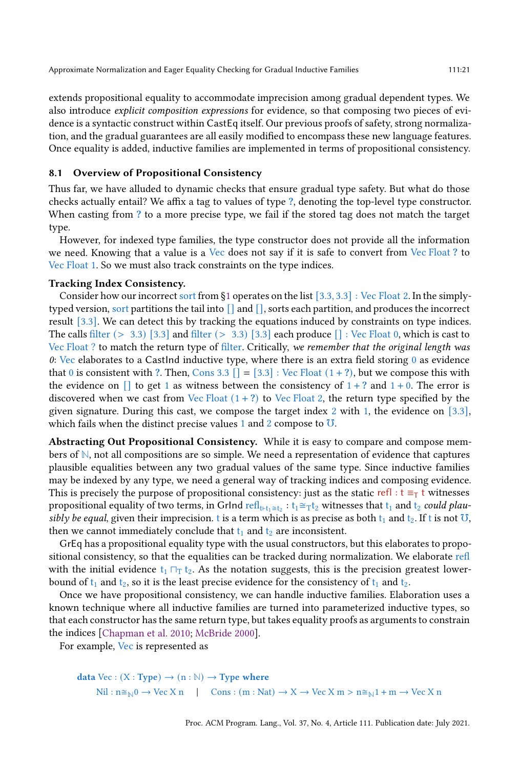extends propositional equality to accommodate imprecision among gradual dependent types. We also introduce *explicit composition expressions* for evidence, so that composing two pieces of evidence is a syntactic construct within CastEq itself. Our previous proofs of safety, strong normalization, and the gradual guarantees are all easily modified to encompass these new language features. Once equality is added, inductive families are implemented in terms of propositional consistency.

### 8.1 Overview of Propositional Consistency

Thus far, we have alluded to dynamic checks that ensure gradual type safety. But what do those checks actually entail? We affix a tag to values of type ?, denoting the top-level type constructor. When casting from ? to a more precise type, we fail if the stored tag does not match the target type.

However, for indexed type families, the type constructor does not provide all the information we need. Knowing that a value is a Vec does not say if it is safe to convert from Vec Float ? to Vec Float 1. So we must also track constraints on the type indices.

**Tracking Index Consistency.**

Consider how our incorrect sort from §1 operates on the list [3.3, 3.3] : Vec Float 2. In the simply-typed version, sort partitions the tail into [] and [], sorts each partition, and produces the incorrect result [3.3]. We can detect this by tracking the equations induced by constraints on type indices. The calls filter (> 3.3) [3.3] and filter (> 3.3) [3.3] each produce [] : Vec Float 0, which is cast to Vec Float ? to match the return type of filter. Critically, *we remember that the original length was 0*: Vec elaborates to a CastInd inductive type, where there is an extra field storing 0 as evidence that 0 is consistent with ?. Then, Cons 3.3 [] = [3.3] : Vec Float (1 + ?), but we compose this with the evidence on [] to get 1 as witness between the consistency of 1 + ? and 1 + 0. The error is discovered when we cast from Vec Float (1 + ?) to Vec Float 2, the return type specified by the given signature. During this cast, we compose the target index 2 with 1, the evidence on [3.3], which fails when the distinct precise values 1 and 2 compose to $\mho$.

**Abstracting Out Propositional Consistency.** While it is easy to compare and compose members of $\mathbb{N}$, not all compositions are so simple. We need a representation of evidence that captures plausible equalities between any two gradual values of the same type. Since inductive families may be indexed by any type, we need a general way of tracking indices and composing evidence. This is precisely the purpose of propositional consistency: just as the static $\mathsf{refl} : t \equiv_T t$ witnesses propositional equality of two terms, in GrInd $\mathsf{refl}_{t \vdash t_1 \cong t_2} : t_1 \cong_T t_2$ witnesses that $t_1$ and $t_2$ *could plausibly be equal*, given their imprecision. $t$ is a term which is as precise as both $t_1$ and $t_2$. If $t$ is not $\mho$, then we cannot immediately conclude that $t_1$ and $t_2$ are inconsistent.

GrEq has a propositional equality type with the usual constructors, but this elaborates to propositional consistency, so that the equalities can be tracked during normalization. We elaborate refl with the initial evidence $t_1 \sqcap_T t_2$. As the notation suggests, this is the precision greatest lower-bound of $t_1$ and $t_2$, so it is the least precise evidence for the consistency of $t_1$ and $t_2$.

Once we have propositional consistency, we can handle inductive families. Elaboration uses a known technique where all inductive families are turned into parameterized inductive types, so that each constructor has the same return type, but takes equality proofs as arguments to constrain the indices [Chapman et al. 2010; McBride 2000].

For example, Vec is represented as

```
data Vec : (X : Type) → (n : ℕ) → Type where
    Nil : n≅ℕ0 → Vec X n    |    Cons : (m : Nat) → X → Vec X m > n≅ℕ1 + m → Vec X n
```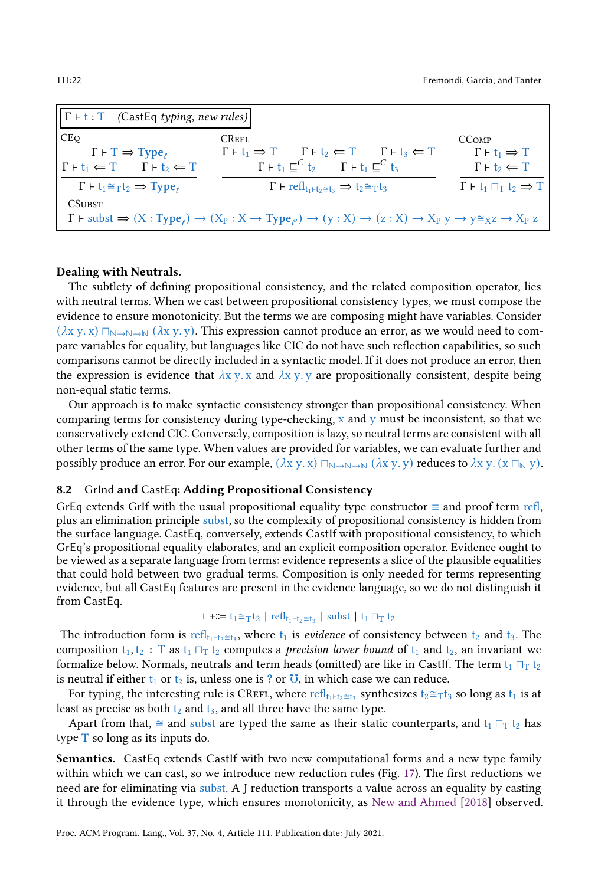$\Gamma \vdash t : T$ *(CastEq typing, new rules)*

CEq

$$\frac{\Gamma \vdash T \Rightarrow \mathbf{Type}_\ell \qquad \Gamma \vdash t_1 \Leftarrow T \qquad \Gamma \vdash t_2 \Leftarrow T}{\Gamma \vdash t_1 \cong_T t_2 \Rightarrow \mathbf{Type}_\ell}$$

CRefl

$$\frac{\Gamma \vdash t_1 \Rightarrow T \qquad \Gamma \vdash t_2 \Leftarrow T \qquad \Gamma \vdash t_3 \Leftarrow T \qquad \Gamma \vdash t_1 \sqsubseteq^C t_2 \qquad \Gamma \vdash t_1 \sqsubseteq^C t_3}{\Gamma \vdash \mathsf{refl}_{t_1 \vdash t_2 \cong t_3} \Rightarrow t_2 \cong_T t_3}$$

CComp

$$\frac{\Gamma \vdash t_1 \Rightarrow T \qquad \Gamma \vdash t_2 \Leftarrow T}{\Gamma \vdash t_1 \sqcap_T t_2 \Rightarrow T}$$

CSubst

$$\Gamma \vdash \mathsf{subst} \Rightarrow (X : \mathbf{Type}_\ell) \to (X_P : X \to \mathbf{Type}_{\ell'}) \to (y : X) \to (z : X) \to X_P\ y \to y \cong_X z \to X_P\ z$$

**Dealing with Neutrals.**

The subtlety of defining propositional consistency, and the related composition operator, lies with neutral terms. When we cast between propositional consistency types, we must compose the evidence to ensure monotonicity. But the terms we are composing might have variables. Consider $(\lambda x\ y.\ x) \sqcap_{\mathbb{N}\to\mathbb{N}\to\mathbb{N}} (\lambda x\ y.\ y)$. This expression cannot produce an error, as we would need to compare variables for equality, but languages like CIC do not have such reflection capabilities, so such comparisons cannot be directly included in a syntactic model. If it does not produce an error, then the expression is evidence that $\lambda x\ y.\ x$ and $\lambda x\ y.\ y$ are propositionally consistent, despite being non-equal static terms.

Our approach is to make syntactic consistency stronger than propositional consistency. When comparing terms for consistency during type-checking, $x$ and $y$ must be inconsistent, so that we conservatively extend CIC. Conversely, composition is lazy, so neutral terms are consistent with all other terms of the same type. When values are provided for variables, we can evaluate further and possibly produce an error. For our example, $(\lambda x\ y.\ x) \sqcap_{\mathbb{N}\to\mathbb{N}\to\mathbb{N}} (\lambda x\ y.\ y)$ reduces to $\lambda x\ y.\ (x \sqcap_{\mathbb{N}} y)$.

## 8.2 GrInd and CastEq: Adding Propositional Consistency

GrEq extends GrIf with the usual propositional equality type constructor $\equiv$ and proof term refl, plus an elimination principle subst, so the complexity of propositional consistency is hidden from the surface language. CastEq, conversely, extends CastIf with propositional consistency, to which GrEq's propositional equality elaborates, and an explicit composition operator. Evidence ought to be viewed as a separate language from terms: evidence represents a slice of the plausible equalities that could hold between two gradual terms. Composition is only needed for terms representing evidence, but all CastEq features are present in the evidence language, so we do not distinguish it from CastEq.

$$t \mathrel{+}::= t_1 \cong_T t_2 \mid \mathsf{refl}_{t_1 \vdash t_2 \cong t_3} \mid \mathsf{subst} \mid t_1 \sqcap_T t_2$$

The introduction form is $\mathsf{refl}_{t_1 \vdash t_2 \cong t_3}$, where $t_1$ is *evidence* of consistency between $t_2$ and $t_3$. The composition $t_1, t_2 : T$ as $t_1 \sqcap_T t_2$ computes a *precision lower bound* of $t_1$ and $t_2$, an invariant we formalize below. Normals, neutrals and term heads (omitted) are like in CastIf. The term $t_1 \sqcap_T t_2$ is neutral if either $t_1$ or $t_2$ is, unless one is $?$ or $\mho$, in which case we can reduce.

For typing, the interesting rule is CRefl, where $\mathsf{refl}_{t_1 \vdash t_2 \cong t_3}$ synthesizes $t_2 \cong_T t_3$ so long as $t_1$ is at least as precise as both $t_2$ and $t_3$, and all three have the same type.

Apart from that, $\cong$ and subst are typed the same as their static counterparts, and $t_1 \sqcap_T t_2$ has type $T$ so long as its inputs do.

**Semantics.** CastEq extends CastIf with two new computational forms and a new type family within which we can cast, so we introduce new reduction rules (Fig. 17). The first reductions we need are for eliminating via subst. A J reduction transports a value across an equality by casting it through the evidence type, which ensures monotonicity, as New and Ahmed [2018] observed.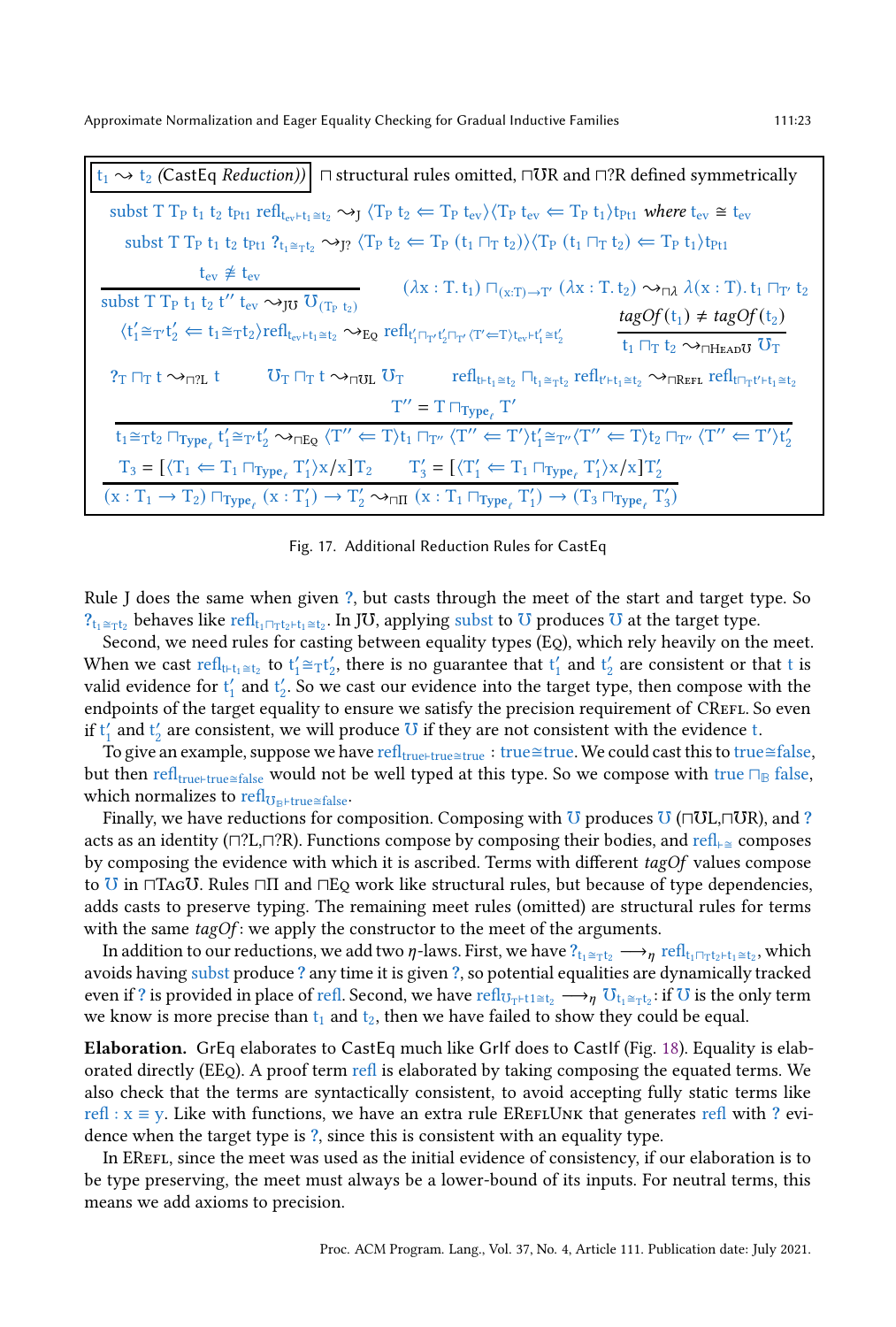$\boxed{t_1 \rightsquigarrow t_2 \text{ (CastEq } \textit{Reduction}\text{)}}$ ⊓ structural rules omitted, ⊓℧R and ⊓?R defined symmetrically

$$\text{subst } T\ T_P\ t_1\ t_2\ t_{P t1}\ \text{refl}_{t_{ev} \vdash t_1 \cong t_2} \rightsquigarrow_J \langle T_P\ t_2 \Leftarrow T_P\ t_{ev} \rangle \langle T_P\ t_{ev} \Leftarrow T_P\ t_1 \rangle t_{P t1} \quad \textit{where } t_{ev} \cong t_{ev}$$

$$\text{subst } T\ T_P\ t_1\ t_2\ t_{P t1}\ ?_{t_1 \cong_T t_2} \rightsquigarrow_{J?} \langle T_P\ t_2 \Leftarrow T_P\ (t_1 \sqcap_T t_2) \rangle \langle T_P\ (t_1 \sqcap_T t_2) \Leftarrow T_P\ t_1 \rangle t_{P t1}$$

$$\frac{t_{ev} \not\cong t_{ev}}{\text{subst } T\ T_P\ t_1\ t_2\ t''\ t_{ev} \rightsquigarrow_{J℧} ℧_{(T_P\ t_2)}} \qquad (\lambda x : T.\, t_1) \sqcap_{(x:T) \to T'} (\lambda x : T.\, t_2) \rightsquigarrow_{\sqcap\lambda} \lambda(x : T).\, t_1 \sqcap_{T'} t_2$$

$$\langle t_1' \cong_{T'} t_2' \Leftarrow t_1 \cong_T t_2 \rangle \text{refl}_{t_{ev} \vdash t_1 \cong t_2} \rightsquigarrow_{\text{Eq}} \text{refl}_{t_1' \sqcap_{T'} t_2' \sqcap_{T'} \langle T' \Leftarrow T \rangle t_{ev} \vdash t_1' \cong t_2'} \qquad \frac{\textit{tagOf}(t_1) \neq \textit{tagOf}(t_2)}{t_1 \sqcap_T t_2 \rightsquigarrow_{\sqcap\text{Head}℧} ℧_T}$$

$$?_T \sqcap_T t \rightsquigarrow_{\sqcap?L} t \qquad ℧_T \sqcap_T t \rightsquigarrow_{\sqcap℧L} ℧_T \qquad \text{refl}_{t \vdash t_1 \cong t_2} \sqcap_{t_1 \cong_T t_2} \text{refl}_{t' \vdash t_1 \cong t_2} \rightsquigarrow_{\sqcap\text{Refl}} \text{refl}_{t \sqcap_T t' \vdash t_1 \cong t_2}$$

$$\frac{T'' = T \sqcap_{\mathbf{Type}_\ell} T'}{t_1 \cong_T t_2 \sqcap_{\mathbf{Type}_\ell} t_1' \cong_{T'} t_2' \rightsquigarrow_{\sqcap\text{Eq}} \langle T'' \Leftarrow T \rangle t_1 \sqcap_{T''} \langle T'' \Leftarrow T' \rangle t_1' \cong_{T''} \langle T'' \Leftarrow T \rangle t_2 \sqcap_{T''} \langle T'' \Leftarrow T' \rangle t_2'}$$

$$\frac{T_3 = [\langle T_1 \Leftarrow T_1 \sqcap_{\mathbf{Type}_\ell} T_1' \rangle x/x] T_2 \qquad T_3' = [\langle T_1' \Leftarrow T_1 \sqcap_{\mathbf{Type}_\ell} T_1' \rangle x/x] T_2'}{(x : T_1 \to T_2) \sqcap_{\mathbf{Type}_\ell} (x : T_1') \to T_2' \rightsquigarrow_{\sqcap\Pi} (x : T_1 \sqcap_{\mathbf{Type}_\ell} T_1') \to (T_3 \sqcap_{\mathbf{Type}_\ell} T_3')}$$

Fig. 17. Additional Reduction Rules for CastEq

Rule J does the same when given ?, but casts through the meet of the start and target type. So $?_{t_1 \cong_T t_2}$ behaves like $\text{refl}_{t_1 \sqcap_T t_2 \vdash t_1 \cong t_2}$. In J℧, applying subst to ℧ produces ℧ at the target type.

Second, we need rules for casting between equality types (Eq), which rely heavily on the meet. When we cast $\text{refl}_{t \vdash t_1 \cong t_2}$ to $t_1' \cong_T t_2'$, there is no guarantee that $t_1'$ and $t_2'$ are consistent or that $t$ is valid evidence for $t_1'$ and $t_2'$. So we cast our evidence into the target type, then compose with the endpoints of the target equality to ensure we satisfy the precision requirement of CRefl. So even if $t_1'$ and $t_2'$ are consistent, we will produce ℧ if they are not consistent with the evidence $t$.

To give an example, suppose we have $\text{refl}_{\text{true} \vdash \text{true} \cong \text{true}} : \text{true} \cong \text{true}$. We could cast this to $\text{true} \cong \text{false}$, but then $\text{refl}_{\text{true} \vdash \text{true} \cong \text{false}}$ would not be well typed at this type. So we compose with $\text{true} \sqcap_{\mathbb{B}} \text{false}$, which normalizes to $\text{refl}_{℧_{\mathbb{B}} \vdash \text{true} \cong \text{false}}$.

Finally, we have reductions for composition. Composing with ℧ produces ℧ (⊓℧L,⊓℧R), and ? acts as an identity (⊓?L,⊓?R). Functions compose by composing their bodies, and $\text{refl}_{\vdash \cong}$ composes by composing the evidence with which it is ascribed. Terms with different *tagOf* values compose to ℧ in ⊓Tag℧. Rules ⊓Π and ⊓Eq work like structural rules, but because of type dependencies, adds casts to preserve typing. The remaining meet rules (omitted) are structural rules for terms with the same *tagOf*: we apply the constructor to the meet of the arguments.

In addition to our reductions, we add two $\eta$-laws. First, we have $?_{t_1 \cong_T t_2} \longrightarrow_\eta \text{refl}_{t_1 \sqcap_T t_2 \vdash t_1 \cong t_2}$, which avoids having subst produce ? any time it is given ?, so potential equalities are dynamically tracked even if ? is provided in place of refl. Second, we have $\text{refl}_{℧_T \vdash t1 \cong t_2} \longrightarrow_\eta ℧_{t_1 \cong_T t_2}$: if ℧ is the only term we know is more precise than $t_1$ and $t_2$, then we have failed to show they could be equal.

**Elaboration.** GrEq elaborates to CastEq much like GrIf does to CastIf (Fig. 18). Equality is elaborated directly (EEq). A proof term refl is elaborated by taking composing the equated terms. We also check that the terms are syntactically consistent, to avoid accepting fully static terms like $\text{refl} : x \equiv y$. Like with functions, we have an extra rule EReflUnk that generates refl with ? evidence when the target type is ?, since this is consistent with an equality type.

In ERefl, since the meet was used as the initial evidence of consistency, if our elaboration is to be type preserving, the meet must always be a lower-bound of its inputs. For neutral terms, this means we add axioms to precision.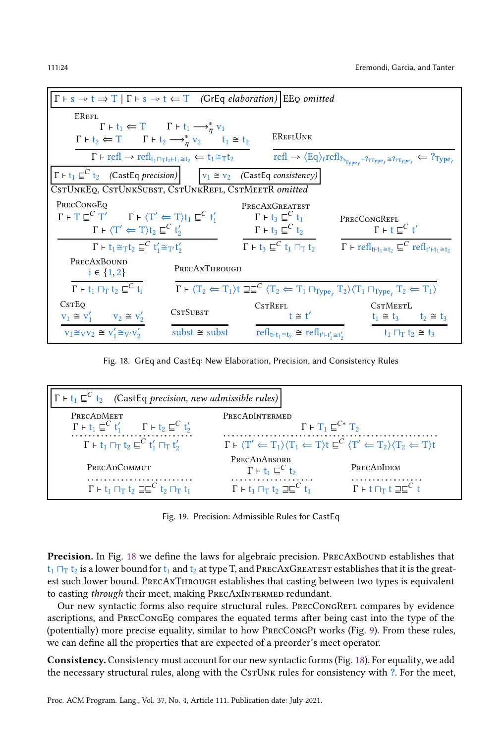$\boxed{\Gamma \vdash s \rightsquigarrow t \Rightarrow T \mid \Gamma \vdash s \rightsquigarrow t \Leftarrow T \quad \textit{(GrEq elaboration)}}$ EEq *omitted*

ERefl
$$\frac{\Gamma \vdash t_1 \Leftarrow T \qquad \Gamma \vdash t_1 \longrightarrow^*_\eta v_1 \qquad \Gamma \vdash t_2 \Leftarrow T \qquad \Gamma \vdash t_2 \longrightarrow^*_\eta v_2 \qquad t_1 \cong t_2}{\Gamma \vdash \mathsf{refl} \rightsquigarrow \mathsf{refl}_{t_1 \sqcap_T t_2 \vdash t_1 \cong t_2} \Leftarrow t_1 \cong_T t_2}$$

EReflUnk
$$\frac{}{\mathsf{refl} \rightsquigarrow \langle \mathrm{Eq} \rangle_\ell \mathsf{refl}_{?_{?_{\mathsf{Type}_\ell}} \vdash ?_{?_{\mathsf{Type}_\ell}} \cong ?_{?_{\mathsf{Type}_\ell}}} \Leftarrow ?_{\mathsf{Type}_\ell}}$$

$\boxed{\Gamma \vdash t_1 \sqsubseteq^C t_2 \quad \textit{(CastEq precision)}}$ $\boxed{v_1 \cong v_2 \quad \textit{(CastEq consistency)}}$

CstUnkEq, CstUnkSubst, CstUnkRefl, CstMeetR *omitted*

PrecCongEq
$$\frac{\Gamma \vdash T \sqsubseteq^C T' \qquad \Gamma \vdash \langle T' \Leftarrow T \rangle t_1 \sqsubseteq^C t_1' \qquad \Gamma \vdash \langle T' \Leftarrow T \rangle t_2 \sqsubseteq^C t_2'}{\Gamma \vdash t_1 \cong_T t_2 \sqsubseteq^C t_1' \cong_{T'} t_2'}$$

PrecAxGreatest
$$\frac{\Gamma \vdash t_3 \sqsubseteq^C t_1 \qquad \Gamma \vdash t_3 \sqsubseteq^C t_2}{\Gamma \vdash t_3 \sqsubseteq^C t_1 \sqcap_T t_2}$$

PrecCongRefl
$$\frac{\Gamma \vdash t \sqsubseteq^C t'}{\Gamma \vdash \mathsf{refl}_{t \vdash t_1 \cong t_2} \sqsubseteq^C \mathsf{refl}_{t' \vdash t_1 \cong t_2}}$$

PrecAxBound
$$\frac{i \in \{1, 2\}}{\Gamma \vdash t_1 \sqcap_T t_2 \sqsubseteq^C t_i}$$

PrecAxThrough
$$\frac{}{\Gamma \vdash \langle T_2 \Leftarrow T_1 \rangle t \sqsupseteq\sqsubseteq^C \langle T_2 \Leftarrow T_1 \sqcap_{\mathsf{Type}_\ell} T_2 \rangle \langle T_1 \sqcap_{\mathsf{Type}_\ell} T_2 \Leftarrow T_1 \rangle}$$

CstEq
$$\frac{v_1 \cong v_1' \qquad v_2 \cong v_2'}{v_1 \cong_V v_2 \cong v_1' \cong_{V'} v_2'}$$

CstSubst
$$\frac{}{\mathsf{subst} \cong \mathsf{subst}}$$

CstRefl
$$\frac{t \cong t'}{\mathsf{refl}_{t \vdash t_1 \cong t_2} \cong \mathsf{refl}_{t' \vdash t_1' \cong t_2'}}$$

CstMeetL
$$\frac{t_1 \cong t_3 \qquad t_2 \cong t_3}{t_1 \sqcap_T t_2 \cong t_3}$$

Fig. 18. GrEq and CastEq: New Elaboration, Precision, and Consistency Rules

$\boxed{\Gamma \vdash t_1 \sqsubseteq^C t_2 \quad \textit{(CastEq precision, new admissible rules)}}$

PrecAdMeet
$$\frac{\Gamma \vdash t_1 \sqsubseteq^C t_1' \qquad \Gamma \vdash t_2 \sqsubseteq^C t_2'}{\Gamma \vdash t_1 \sqcap_T t_2 \sqsubseteq^C t_1' \sqcap_T t_2'}$$

PrecAdIntermed
$$\frac{\Gamma \vdash T_1 \sqsubseteq^{C*} T_2}{\Gamma \vdash \langle T' \Leftarrow T_1 \rangle \langle T_1 \Leftarrow T \rangle t \sqsubseteq^C \langle T' \Leftarrow T_2 \rangle \langle T_2 \Leftarrow T \rangle t}$$

PrecAdCommut
$$\frac{}{\Gamma \vdash t_1 \sqcap_T t_2 \sqsupseteq\sqsubseteq^C t_2 \sqcap_T t_1}$$

PrecAdAbsorb
$$\frac{\Gamma \vdash t_1 \sqsubseteq^C t_2}{\Gamma \vdash t_1 \sqcap_T t_2 \sqsupseteq\sqsubseteq^C t_1}$$

PrecAdIdem
$$\frac{}{\Gamma \vdash t \sqcap_T t \sqsupseteq\sqsubseteq^C t}$$

Fig. 19. Precision: Admissible Rules for CastEq

**Precision.** In Fig. 18 we define the laws for algebraic precision. PrecAxBound establishes that $t_1 \sqcap_T t_2$ is a lower bound for $t_1$ and $t_2$ at type T, and PrecAxGreatest establishes that it is the greatest such lower bound. PrecAxThrough establishes that casting between two types is equivalent to casting *through* their meet, making PrecAxIntermed redundant.

Our new syntactic forms also require structural rules. PrecCongRefl compares by evidence ascriptions, and PrecCongEq compares the equated terms after being cast into the type of the (potentially) more precise equality, similar to how PrecCongPi works (Fig. 9). From these rules, we can define all the properties that are expected of a preorder's meet operator.

**Consistency.** Consistency must account for our new syntactic forms (Fig. 18). For equality, we add the necessary structural rules, along with the CstUnk rules for consistency with ?. For the meet,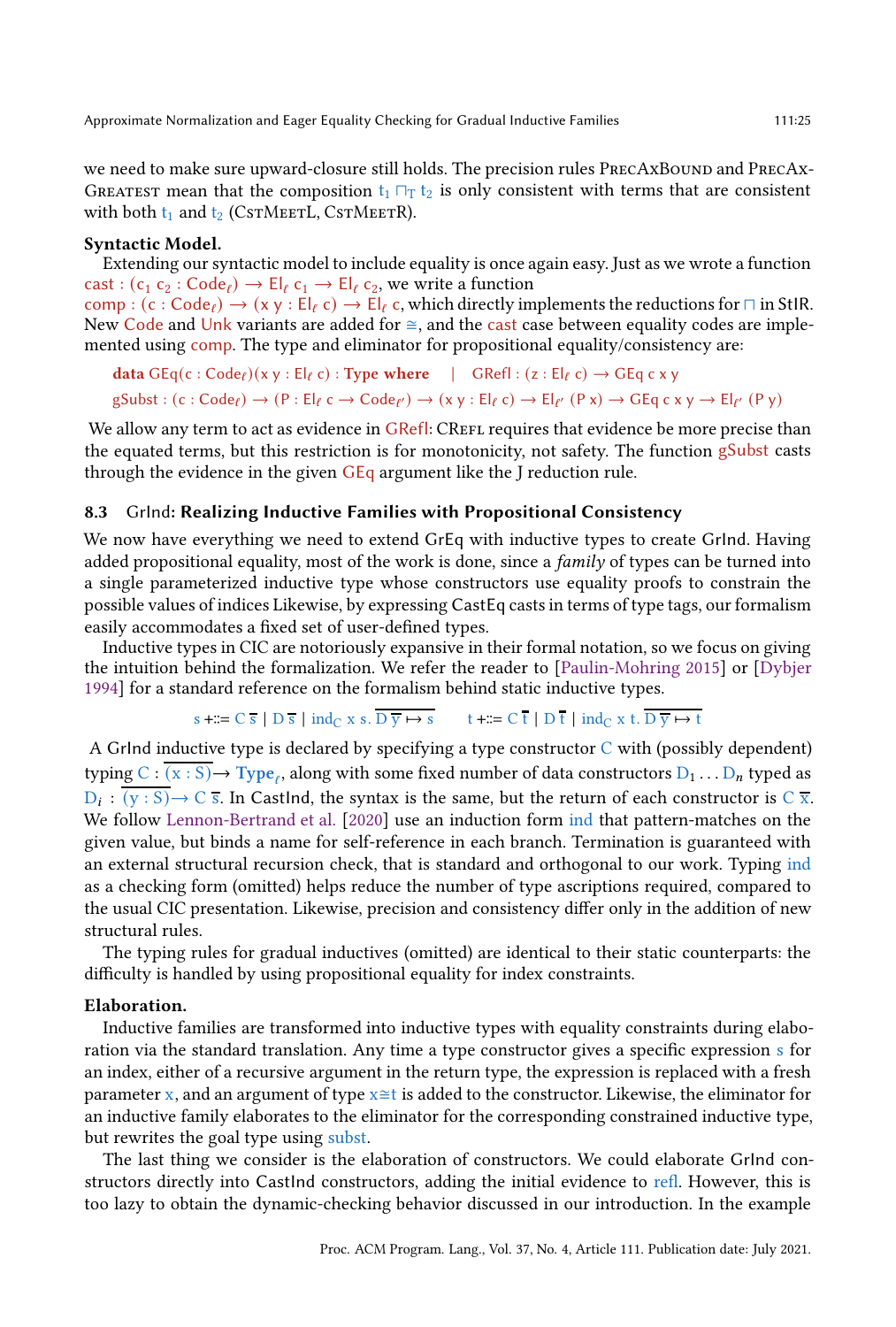we need to make sure upward-closure still holds. The precision rules PrecAxBound and PrecAxGreatest mean that the composition $t_1 \sqcap_T t_2$ is only consistent with terms that are consistent with both $t_1$ and $t_2$ (CstMeetL, CstMeetR).

**Syntactic Model.**
Extending our syntactic model to include equality is once again easy. Just as we wrote a function $\mathsf{cast} : (c_1\ c_2 : \mathsf{Code}_\ell) \to \mathsf{El}_\ell\ c_1 \to \mathsf{El}_\ell\ c_2$, we write a function $\mathsf{comp} : (c : \mathsf{Code}_\ell) \to (x\ y : \mathsf{El}_\ell\ c) \to \mathsf{El}_\ell\ c$, which directly implements the reductions for $\sqcap$ in StIR. New Code and Unk variants are added for $\cong$, and the cast case between equality codes are implemented using comp. The type and eliminator for propositional equality/consistency are:

$$\textbf{data}\ \mathsf{GEq}(c : \mathsf{Code}_\ell)(x\ y : \mathsf{El}_\ell\ c) : \textbf{Type where} \quad | \quad \mathsf{GRefl} : (z : \mathsf{El}_\ell\ c) \to \mathsf{GEq}\ c\ x\ y$$

$$\mathsf{gSubst} : (c : \mathsf{Code}_\ell) \to (P : \mathsf{El}_\ell\ c \to \mathsf{Code}_{\ell'}) \to (x\ y : \mathsf{El}_\ell\ c) \to \mathsf{El}_{\ell'}\ (P\ x) \to \mathsf{GEq}\ c\ x\ y \to \mathsf{El}_{\ell'}\ (P\ y)$$

We allow any term to act as evidence in GRefl: CRefl requires that evidence be more precise than the equated terms, but this restriction is for monotonicity, not safety. The function gSubst casts through the evidence in the given GEq argument like the J reduction rule.

### 8.3 GrInd: Realizing Inductive Families with Propositional Consistency

We now have everything we need to extend GrEq with inductive types to create GrInd. Having added propositional equality, most of the work is done, since a *family* of types can be turned into a single parameterized inductive type whose constructors use equality proofs to constrain the possible values of indices Likewise, by expressing CastEq casts in terms of type tags, our formalism easily accommodates a fixed set of user-defined types.

Inductive types in CIC are notoriously expansive in their formal notation, so we focus on giving the intuition behind the formalization. We refer the reader to [Paulin-Mohring 2015] or [Dybjer 1994] for a standard reference on the formalism behind static inductive types.

$$s \mathrel{+}::= C\ \overline{s} \mid D\ \overline{s} \mid \mathsf{ind}_C\ x\ s.\ \overline{D\ \overline{y} \mapsto s} \qquad t \mathrel{+}::= C\ \overline{t} \mid D\ \overline{t} \mid \mathsf{ind}_C\ x\ t.\ \overline{D\ \overline{y} \mapsto t}$$

A GrInd inductive type is declared by specifying a type constructor $C$ with (possibly dependent) typing $C : \overline{(x : S)} \to \mathbf{Type}_\ell$, along with some fixed number of data constructors $D_1 \ldots D_n$ typed as $D_i : \overline{(y : S)} \to C\ \overline{s}$. In CastInd, the syntax is the same, but the return of each constructor is $C\ \overline{x}$. We follow Lennon-Bertrand et al. [2020] use an induction form ind that pattern-matches on the given value, but binds a name for self-reference in each branch. Termination is guaranteed with an external structural recursion check, that is standard and orthogonal to our work. Typing ind as a checking form (omitted) helps reduce the number of type ascriptions required, compared to the usual CIC presentation. Likewise, precision and consistency differ only in the addition of new structural rules.

The typing rules for gradual inductives (omitted) are identical to their static counterparts: the difficulty is handled by using propositional equality for index constraints.

**Elaboration.**
Inductive families are transformed into inductive types with equality constraints during elaboration via the standard translation. Any time a type constructor gives a specific expression $s$ for an index, either of a recursive argument in the return type, the expression is replaced with a fresh parameter $x$, and an argument of type $x \cong t$ is added to the constructor. Likewise, the eliminator for an inductive family elaborates to the eliminator for the corresponding constrained inductive type, but rewrites the goal type using subst.

The last thing we consider is the elaboration of constructors. We could elaborate GrInd constructors directly into CastInd constructors, adding the initial evidence to refl. However, this is too lazy to obtain the dynamic-checking behavior discussed in our introduction. In the example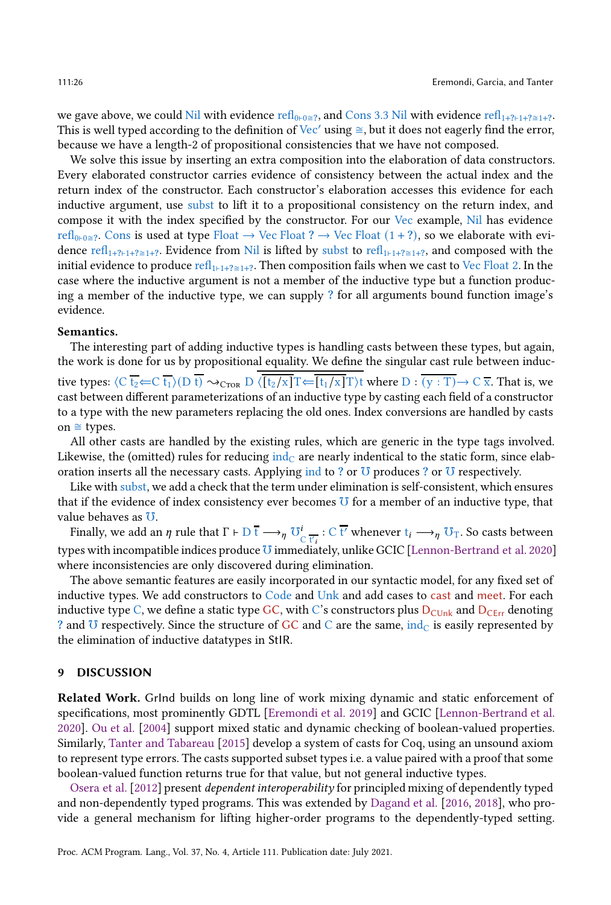we gave above, we could Nil with evidence $\mathsf{refl}_{0 \vdash 0 \cong ?}$, and Cons 3.3 Nil with evidence $\mathsf{refl}_{1+? \vdash 1+? \cong 1+?}$. This is well typed according to the definition of Vec′ using $\cong$, but it does not eagerly find the error, because we have a length-2 of propositional consistencies that we have not composed.

We solve this issue by inserting an extra composition into the elaboration of data constructors. Every elaborated constructor carries evidence of consistency between the actual index and the return index of the constructor. Each constructor's elaboration accesses this evidence for each inductive argument, use subst to lift it to a propositional consistency on the return index, and compose it with the index specified by the constructor. For our Vec example, Nil has evidence $\mathsf{refl}_{0 \vdash 0 \cong ?}$. Cons is used at type Float $\to$ Vec Float ? $\to$ Vec Float $(1 + ?)$, so we elaborate with evidence $\mathsf{refl}_{1+? \vdash 1+? \cong 1+?}$. Evidence from Nil is lifted by subst to $\mathsf{refl}_{1 \vdash 1+? \cong 1+?}$, and composed with the initial evidence to produce $\mathsf{refl}_{1 \vdash 1+? \cong 1+?}$. Then composition fails when we cast to Vec Float 2. In the case where the inductive argument is not a member of the inductive type but a function producing a member of the inductive type, we can supply ? for all arguments bound function image's evidence.

**Semantics.**

The interesting part of adding inductive types is handling casts between these types, but again, the work is done for us by propositional equality. We define the singular cast rule between inductive types: $\langle \mathsf{C}\ \overline{\mathsf{t}_2} \Leftarrow \mathsf{C}\ \overline{\mathsf{t}_1} \rangle (\mathsf{D}\ \overline{\mathsf{t}}) \leadsto_{\textsc{Ctor}} \mathsf{D}\ \overline{\langle [\mathsf{t}_2/\mathsf{x}]\mathsf{T} \Leftarrow [\mathsf{t}_1/\mathsf{x}]\mathsf{T} \rangle \mathsf{t}}$ where $\mathsf{D} : \overline{(\mathsf{y} : \mathsf{T})} \to \mathsf{C}\ \overline{\mathsf{x}}$. That is, we cast between different parameterizations of an inductive type by casting each field of a constructor to a type with the new parameters replacing the old ones. Index conversions are handled by casts on $\cong$ types.

All other casts are handled by the existing rules, which are generic in the type tags involved. Likewise, the (omitted) rules for reducing $\mathsf{ind}_\mathsf{C}$ are nearly indentical to the static form, since elaboration inserts all the necessary casts. Applying ind to ? or $\mho$ produces ? or $\mho$ respectively.

Like with subst, we add a check that the term under elimination is self-consistent, which ensures that if the evidence of index consistency ever becomes $\mho$ for a member of an inductive type, that value behaves as $\mho$.

Finally, we add an $\eta$ rule that $\Gamma \vdash \mathsf{D}\ \overline{\mathsf{t}} \longrightarrow_\eta \mho^{i}_{\mathsf{C}\ \overline{\mathsf{t}'_i}} : \mathsf{C}\ \overline{\mathsf{t}'}$ whenever $\mathsf{t}_i \longrightarrow_\eta \mho_\mathsf{T}$. So casts between types with incompatible indices produce $\mho$ immediately, unlike GCIC [Lennon-Bertrand et al. 2020] where inconsistencies are only discovered during elimination.

The above semantic features are easily incorporated in our syntactic model, for any fixed set of inductive types. We add constructors to Code and Unk and add cases to cast and meet. For each inductive type C, we define a static type GC, with C's constructors plus $\mathsf{D}_{\mathsf{CUnk}}$ and $\mathsf{D}_{\mathsf{CErr}}$ denoting ? and $\mho$ respectively. Since the structure of GC and C are the same, $\mathsf{ind}_\mathsf{C}$ is easily represented by the elimination of inductive datatypes in StIR.

## 9 DISCUSSION

**Related Work.** GrInd builds on long line of work mixing dynamic and static enforcement of specifications, most prominently GDTL [Eremondi et al. 2019] and GCIC [Lennon-Bertrand et al. 2020]. Ou et al. [2004] support mixed static and dynamic checking of boolean-valued properties. Similarly, Tanter and Tabareau [2015] develop a system of casts for Coq, using an unsound axiom to represent type errors. The casts supported subset types i.e. a value paired with a proof that some boolean-valued function returns true for that value, but not general inductive types.

Osera et al. [2012] present *dependent interoperability* for principled mixing of dependently typed and non-dependently typed programs. This was extended by Dagand et al. [2016, 2018], who provide a general mechanism for lifting higher-order programs to the dependently-typed setting.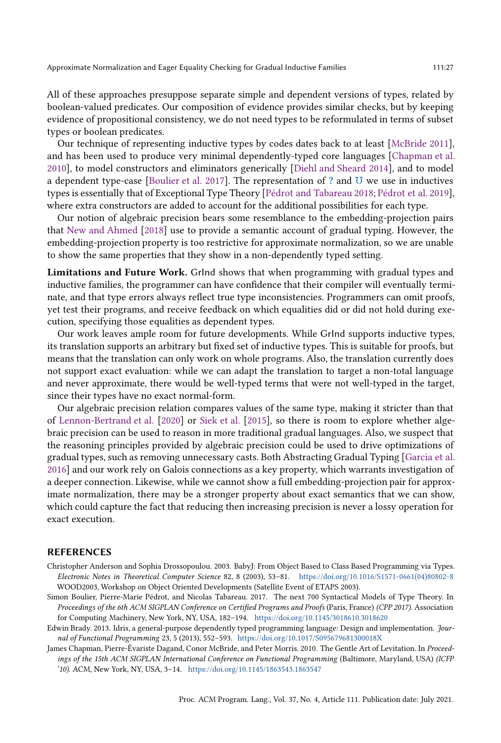All of these approaches presuppose separate simple and dependent versions of types, related by boolean-valued predicates. Our composition of evidence provides similar checks, but by keeping evidence of propositional consistency, we do not need types to be reformulated in terms of subset types or boolean predicates.

Our technique of representing inductive types by codes dates back to at least [McBride 2011], and has been used to produce very minimal dependently-typed core languages [Chapman et al. 2010], to model constructors and eliminators generically [Diehl and Sheard 2014], and to model a dependent type-case [Boulier et al. 2017]. The representation of ? and ℧ we use in inductives types is essentially that of Exceptional Type Theory [Pédrot and Tabareau 2018; Pédrot et al. 2019], where extra constructors are added to account for the additional possibilities for each type.

Our notion of algebraic precision bears some resemblance to the embedding-projection pairs that New and Ahmed [2018] use to provide a semantic account of gradual typing. However, the embedding-projection property is too restrictive for approximate normalization, so we are unable to show the same properties that they show in a non-dependently typed setting.

**Limitations and Future Work.** GrInd shows that when programming with gradual types and inductive families, the programmer can have confidence that their compiler will eventually terminate, and that type errors always reflect true type inconsistencies. Programmers can omit proofs, yet test their programs, and receive feedback on which equalities did or did not hold during execution, specifying those equalities as dependent types.

Our work leaves ample room for future developments. While GrInd supports inductive types, its translation supports an arbitrary but fixed set of inductive types. This is suitable for proofs, but means that the translation can only work on whole programs. Also, the translation currently does not support exact evaluation: while we can adapt the translation to target a non-total language and never approximate, there would be well-typed terms that were not well-typed in the target, since their types have no exact normal-form.

Our algebraic precision relation compares values of the same type, making it stricter than that of Lennon-Bertrand et al. [2020] or Siek et al. [2015], so there is room to explore whether algebraic precision can be used to reason in more traditional gradual languages. Also, we suspect that the reasoning principles provided by algebraic precision could be used to drive optimizations of gradual types, such as removing unnecessary casts. Both Abstracting Gradual Typing [Garcia et al. 2016] and our work rely on Galois connections as a key property, which warrants investigation of a deeper connection. Likewise, while we cannot show a full embedding-projection pair for approximate normalization, there may be a stronger property about exact semantics that we can show, which could capture the fact that reducing then increasing precision is never a lossy operation for exact execution.

## REFERENCES

Christopher Anderson and Sophia Drossopoulou. 2003. BabyJ: From Object Based to Class Based Programming via Types. *Electronic Notes in Theoretical Computer Science* 82, 8 (2003), 53–81. https://doi.org/10.1016/S1571-0661(04)80802-8 WOOD2003, Workshop on Object Oriented Developments (Satellite Event of ETAPS 2003).

Simon Boulier, Pierre-Marie Pédrot, and Nicolas Tabareau. 2017. The next 700 Syntactical Models of Type Theory. In *Proceedings of the 6th ACM SIGPLAN Conference on Certified Programs and Proofs* (Paris, France) *(CPP 2017)*. Association for Computing Machinery, New York, NY, USA, 182–194. https://doi.org/10.1145/3018610.3018620

Edwin Brady. 2013. Idris, a general-purpose dependently typed programming language: Design and implementation. *Journal of Functional Programming* 23, 5 (2013), 552–593. https://doi.org/10.1017/S095679681300018X

James Chapman, Pierre-Évariste Dagand, Conor McBride, and Peter Morris. 2010. The Gentle Art of Levitation. In *Proceedings of the 15th ACM SIGPLAN International Conference on Functional Programming* (Baltimore, Maryland, USA) *(ICFP '10)*. ACM, New York, NY, USA, 3–14. https://doi.org/10.1145/1863543.1863547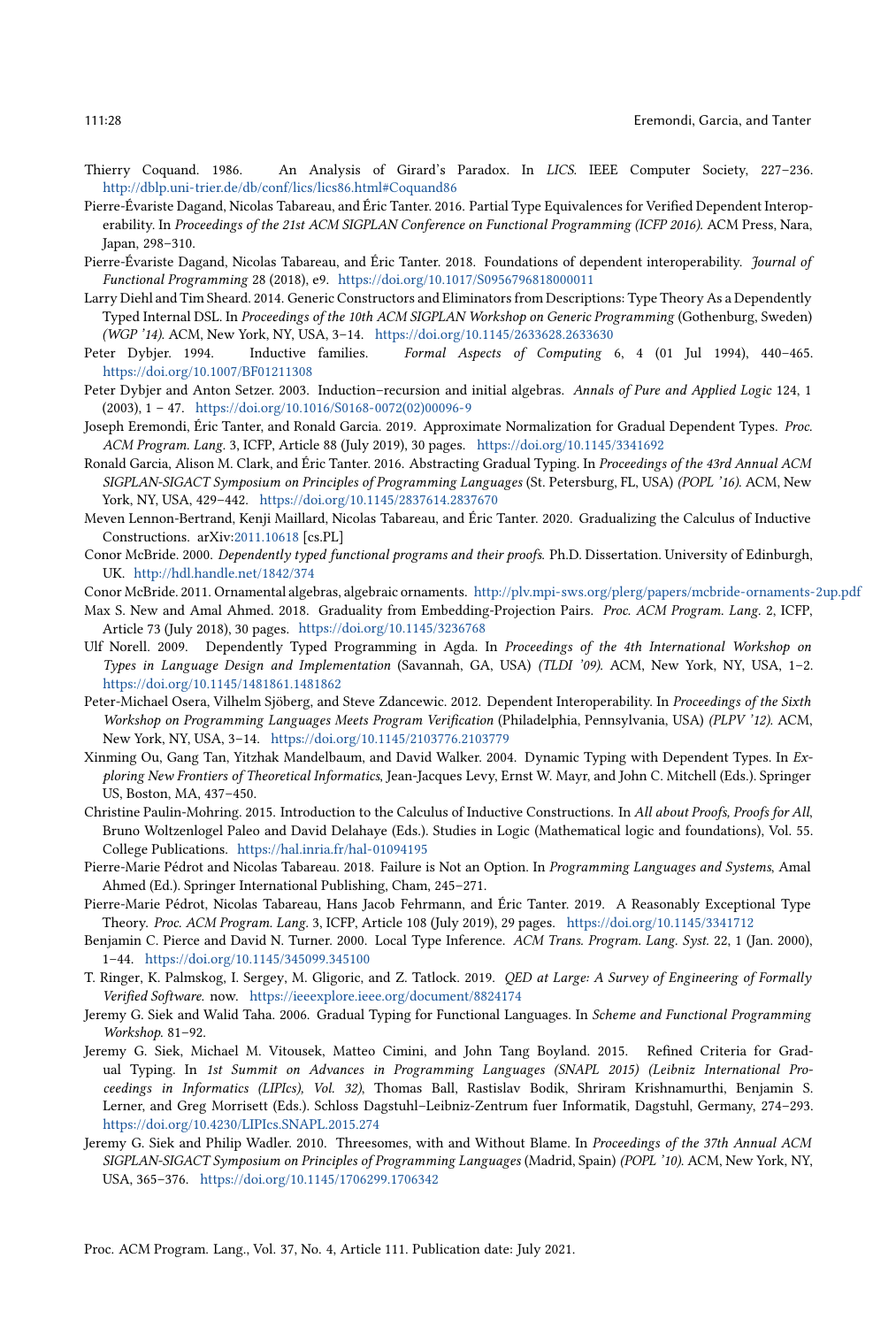Thierry Coquand. 1986. An Analysis of Girard's Paradox. In *LICS*. IEEE Computer Society, 227–236. http://dblp.uni-trier.de/db/conf/lics/lics86.html#Coquand86

Pierre-Évariste Dagand, Nicolas Tabareau, and Éric Tanter. 2016. Partial Type Equivalences for Verified Dependent Interoperability. In *Proceedings of the 21st ACM SIGPLAN Conference on Functional Programming (ICFP 2016)*. ACM Press, Nara, Japan, 298–310.

Pierre-Évariste Dagand, Nicolas Tabareau, and Éric Tanter. 2018. Foundations of dependent interoperability. *Journal of Functional Programming* 28 (2018), e9. https://doi.org/10.1017/S0956796818000011

Larry Diehl and Tim Sheard. 2014. Generic Constructors and Eliminators from Descriptions: Type Theory As a Dependently Typed Internal DSL. In *Proceedings of the 10th ACM SIGPLAN Workshop on Generic Programming* (Gothenburg, Sweden) *(WGP '14)*. ACM, New York, NY, USA, 3–14. https://doi.org/10.1145/2633628.2633630

Peter Dybjer. 1994. Inductive families. *Formal Aspects of Computing* 6, 4 (01 Jul 1994), 440–465. https://doi.org/10.1007/BF01211308

Peter Dybjer and Anton Setzer. 2003. Induction–recursion and initial algebras. *Annals of Pure and Applied Logic* 124, 1 (2003), 1 – 47. https://doi.org/10.1016/S0168-0072(02)00096-9

Joseph Eremondi, Éric Tanter, and Ronald Garcia. 2019. Approximate Normalization for Gradual Dependent Types. *Proc. ACM Program. Lang.* 3, ICFP, Article 88 (July 2019), 30 pages. https://doi.org/10.1145/3341692

Ronald Garcia, Alison M. Clark, and Éric Tanter. 2016. Abstracting Gradual Typing. In *Proceedings of the 43rd Annual ACM SIGPLAN-SIGACT Symposium on Principles of Programming Languages* (St. Petersburg, FL, USA) *(POPL '16)*. ACM, New York, NY, USA, 429–442. https://doi.org/10.1145/2837614.2837670

Meven Lennon-Bertrand, Kenji Maillard, Nicolas Tabareau, and Éric Tanter. 2020. Gradualizing the Calculus of Inductive Constructions. arXiv:2011.10618 [cs.PL]

Conor McBride. 2000. *Dependently typed functional programs and their proofs.* Ph.D. Dissertation. University of Edinburgh, UK. http://hdl.handle.net/1842/374

Conor McBride. 2011. Ornamental algebras, algebraic ornaments. http://plv.mpi-sws.org/plerg/papers/mcbride-ornaments-2up.pdf

Max S. New and Amal Ahmed. 2018. Graduality from Embedding-Projection Pairs. *Proc. ACM Program. Lang.* 2, ICFP, Article 73 (July 2018), 30 pages. https://doi.org/10.1145/3236768

Ulf Norell. 2009. Dependently Typed Programming in Agda. In *Proceedings of the 4th International Workshop on Types in Language Design and Implementation* (Savannah, GA, USA) *(TLDI '09)*. ACM, New York, NY, USA, 1–2. https://doi.org/10.1145/1481861.1481862

Peter-Michael Osera, Vilhelm Sjöberg, and Steve Zdancewic. 2012. Dependent Interoperability. In *Proceedings of the Sixth Workshop on Programming Languages Meets Program Verification* (Philadelphia, Pennsylvania, USA) *(PLPV '12)*. ACM, New York, NY, USA, 3–14. https://doi.org/10.1145/2103776.2103779

Xinming Ou, Gang Tan, Yitzhak Mandelbaum, and David Walker. 2004. Dynamic Typing with Dependent Types. In *Exploring New Frontiers of Theoretical Informatics*, Jean-Jacques Levy, Ernst W. Mayr, and John C. Mitchell (Eds.). Springer US, Boston, MA, 437–450.

Christine Paulin-Mohring. 2015. Introduction to the Calculus of Inductive Constructions. In *All about Proofs, Proofs for All*, Bruno Woltzenlogel Paleo and David Delahaye (Eds.). Studies in Logic (Mathematical logic and foundations), Vol. 55. College Publications. https://hal.inria.fr/hal-01094195

Pierre-Marie Pédrot and Nicolas Tabareau. 2018. Failure is Not an Option. In *Programming Languages and Systems*, Amal Ahmed (Ed.). Springer International Publishing, Cham, 245–271.

Pierre-Marie Pédrot, Nicolas Tabareau, Hans Jacob Fehrmann, and Éric Tanter. 2019. A Reasonably Exceptional Type Theory. *Proc. ACM Program. Lang.* 3, ICFP, Article 108 (July 2019), 29 pages. https://doi.org/10.1145/3341712

Benjamin C. Pierce and David N. Turner. 2000. Local Type Inference. *ACM Trans. Program. Lang. Syst.* 22, 1 (Jan. 2000), 1–44. https://doi.org/10.1145/345099.345100

T. Ringer, K. Palmskog, I. Sergey, M. Gligoric, and Z. Tatlock. 2019. *QED at Large: A Survey of Engineering of Formally Verified Software.* now. https://ieeexplore.ieee.org/document/8824174

Jeremy G. Siek and Walid Taha. 2006. Gradual Typing for Functional Languages. In *Scheme and Functional Programming Workshop*. 81–92.

Jeremy G. Siek, Michael M. Vitousek, Matteo Cimini, and John Tang Boyland. 2015. Refined Criteria for Gradual Typing. In *1st Summit on Advances in Programming Languages (SNAPL 2015) (Leibniz International Proceedings in Informatics (LIPIcs), Vol. 32)*, Thomas Ball, Rastislav Bodik, Shriram Krishnamurthi, Benjamin S. Lerner, and Greg Morrisett (Eds.). Schloss Dagstuhl–Leibniz-Zentrum fuer Informatik, Dagstuhl, Germany, 274–293. https://doi.org/10.4230/LIPIcs.SNAPL.2015.274

Jeremy G. Siek and Philip Wadler. 2010. Threesomes, with and Without Blame. In *Proceedings of the 37th Annual ACM SIGPLAN-SIGACT Symposium on Principles of Programming Languages* (Madrid, Spain) *(POPL '10)*. ACM, New York, NY, USA, 365–376. https://doi.org/10.1145/1706299.1706342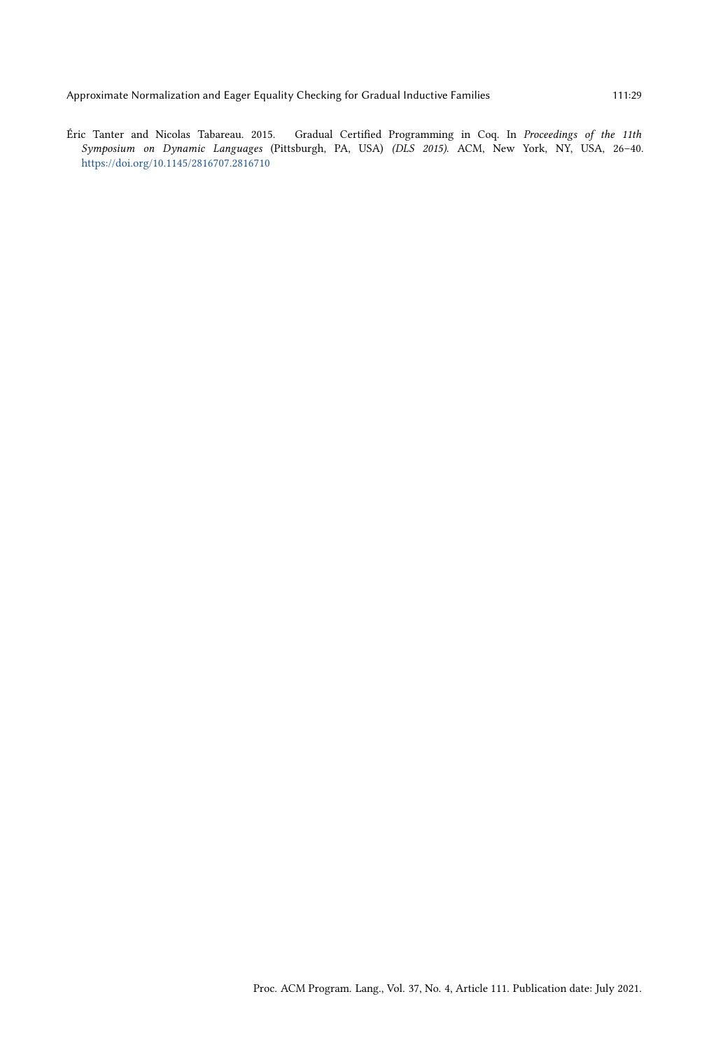Éric Tanter and Nicolas Tabareau. 2015. Gradual Certified Programming in Coq. In *Proceedings of the 11th Symposium on Dynamic Languages* (Pittsburgh, PA, USA) *(DLS 2015)*. ACM, New York, NY, USA, 26–40. https://doi.org/10.1145/2816707.2816710